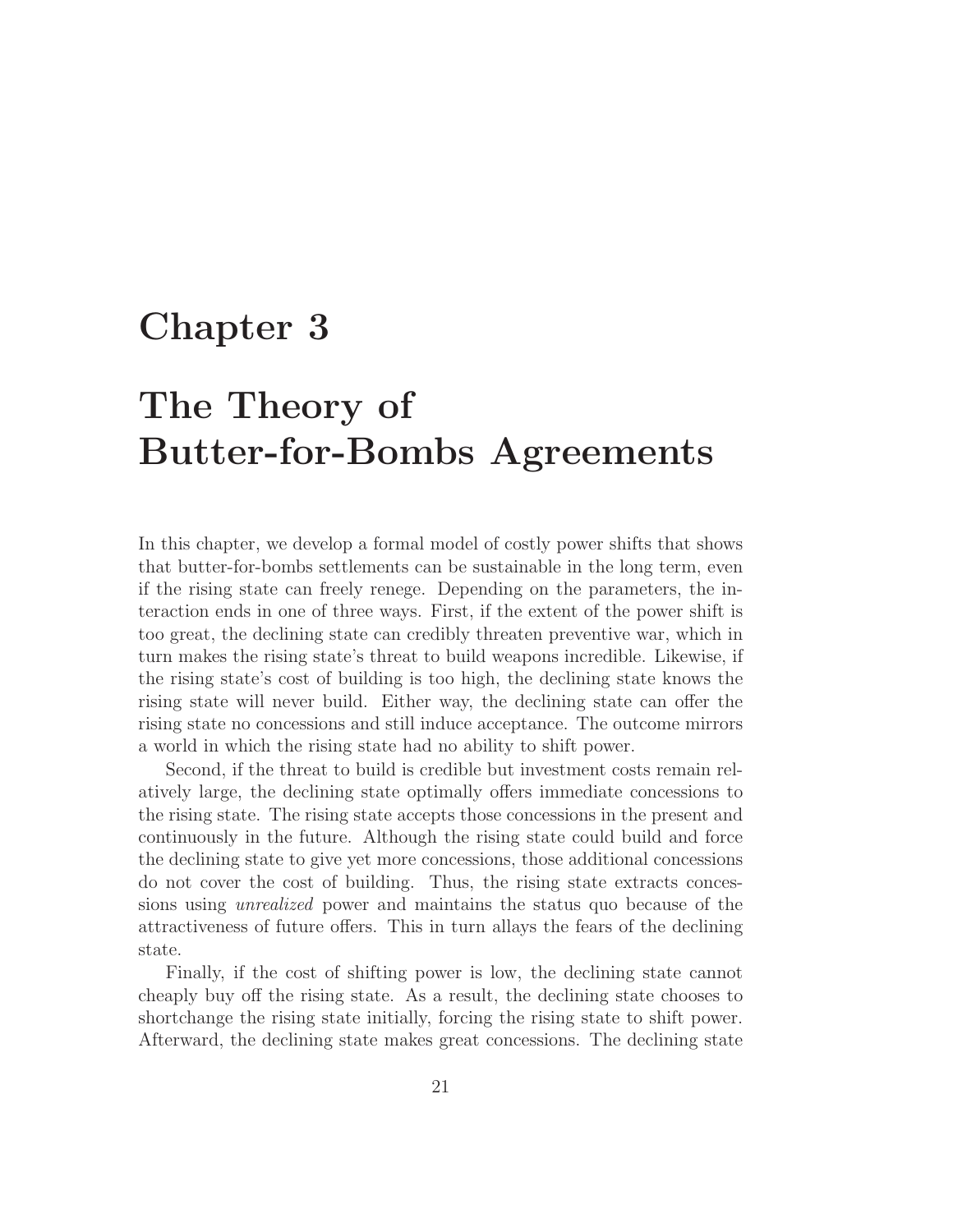# Chapter 3

# The Theory of Butter-for-Bombs Agreements

In this chapter, we develop a formal model of costly power shifts that shows that butter-for-bombs settlements can be sustainable in the long term, even if the rising state can freely renege. Depending on the parameters, the interaction ends in one of three ways. First, if the extent of the power shift is too great, the declining state can credibly threaten preventive war, which in turn makes the rising state's threat to build weapons incredible. Likewise, if the rising state's cost of building is too high, the declining state knows the rising state will never build. Either way, the declining state can offer the rising state no concessions and still induce acceptance. The outcome mirrors a world in which the rising state had no ability to shift power.

Second, if the threat to build is credible but investment costs remain relatively large, the declining state optimally offers immediate concessions to the rising state. The rising state accepts those concessions in the present and continuously in the future. Although the rising state could build and force the declining state to give yet more concessions, those additional concessions do not cover the cost of building. Thus, the rising state extracts concessions using *unrealized* power and maintains the status quo because of the attractiveness of future offers. This in turn allays the fears of the declining state.

Finally, if the cost of shifting power is low, the declining state cannot cheaply buy off the rising state. As a result, the declining state chooses to shortchange the rising state initially, forcing the rising state to shift power. Afterward, the declining state makes great concessions. The declining state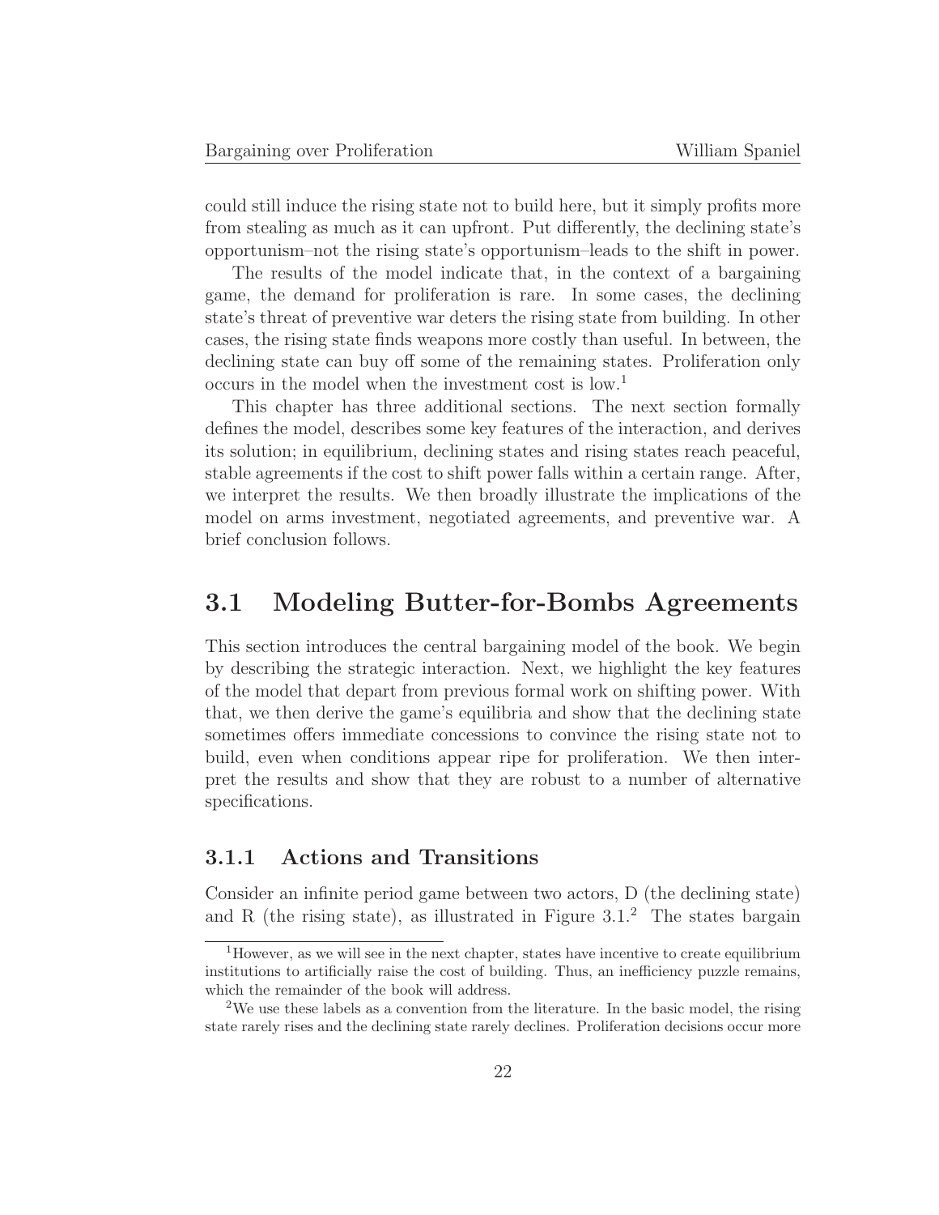could still induce the rising state not to build here, but it simply profits more from stealing as much as it can upfront. Put differently, the declining state's opportunism–not the rising state's opportunism–leads to the shift in power.

The results of the model indicate that, in the context of a bargaining game, the demand for proliferation is rare. In some cases, the declining state's threat of preventive war deters the rising state from building. In other cases, the rising state finds weapons more costly than useful. In between, the declining state can buy off some of the remaining states. Proliferation only occurs in the model when the investment cost is low.[1]

This chapter has three additional sections. The next section formally defines the model, describes some key features of the interaction, and derives its solution; in equilibrium, declining states and rising states reach peaceful, stable agreements if the cost to shift power falls within a certain range. After, we interpret the results. We then broadly illustrate the implications of the model on arms investment, negotiated agreements, and preventive war. A brief conclusion follows.

## 3.1 Modeling Butter-for-Bombs Agreements

This section introduces the central bargaining model of the book. We begin by describing the strategic interaction. Next, we highlight the key features of the model that depart from previous formal work on shifting power. With that, we then derive the game's equilibria and show that the declining state sometimes offers immediate concessions to convince the rising state not to build, even when conditions appear ripe for proliferation. We then interpret the results and show that they are robust to a number of alternative specifications.

### 3.1.1 Actions and Transitions

Consider an infinite period game between two actors, D (the declining state) and R (the rising state), as illustrated in Figure 3.1.[2] The states bargain

[1] However, as we will see in the next chapter, states have incentive to create equilibrium institutions to artificially raise the cost of building. Thus, an inefficiency puzzle remains, which the remainder of the book will address.

[2] We use these labels as a convention from the literature. In the basic model, the rising state rarely rises and the declining state rarely declines. Proliferation decisions occur more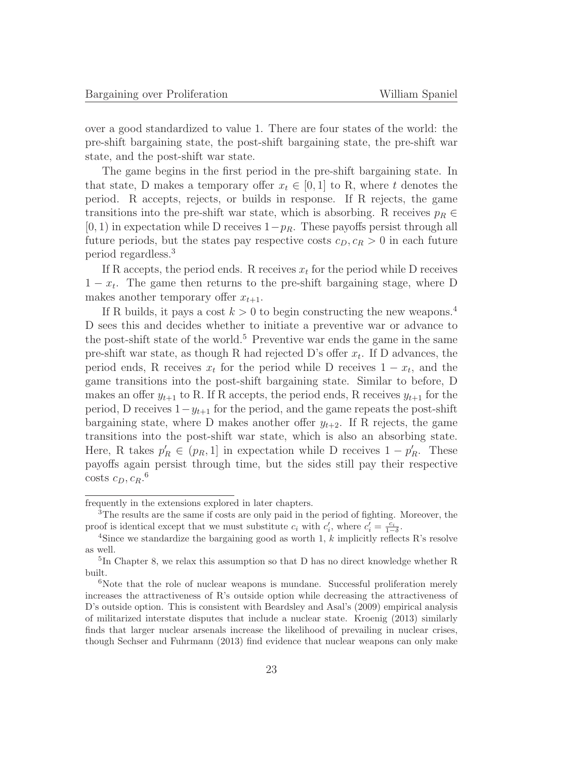over a good standardized to value 1. There are four states of the world: the pre-shift bargaining state, the post-shift bargaining state, the pre-shift war state, and the post-shift war state.

The game begins in the first period in the pre-shift bargaining state. In that state, D makes a temporary offer $x_t \in [0, 1]$ to R, where $t$ denotes the period. R accepts, rejects, or builds in response. If R rejects, the game transitions into the pre-shift war state, which is absorbing. R receives $p_R \in [0, 1)$ in expectation while D receives $1 - p_R$. These payoffs persist through all future periods, but the states pay respective costs $c_D, c_R > 0$ in each future period regardless.[3]

If R accepts, the period ends. R receives $x_t$ for the period while D receives $1 - x_t$. The game then returns to the pre-shift bargaining stage, where D makes another temporary offer $x_{t+1}$.

If R builds, it pays a cost $k > 0$ to begin constructing the new weapons.[4] D sees this and decides whether to initiate a preventive war or advance to the post-shift state of the world.[5] Preventive war ends the game in the same pre-shift war state, as though R had rejected D's offer $x_t$. If D advances, the period ends, R receives $x_t$ for the period while D receives $1 - x_t$, and the game transitions into the post-shift bargaining state. Similar to before, D makes an offer $y_{t+1}$ to R. If R accepts, the period ends, R receives $y_{t+1}$ for the period, D receives $1 - y_{t+1}$ for the period, and the game repeats the post-shift bargaining state, where D makes another offer $y_{t+2}$. If R rejects, the game transitions into the post-shift war state, which is also an absorbing state. Here, R takes $p'_R \in (p_R, 1]$ in expectation while D receives $1 - p'_R$. These payoffs again persist through time, but the sides still pay their respective costs $c_D, c_R$.[6]

---

frequently in the extensions explored in later chapters.

[3] The results are the same if costs are only paid in the period of fighting. Moreover, the proof is identical except that we must substitute $c_i$ with $c'_i$, where $c'_i = \frac{c_i}{1-\delta}$.

[4] Since we standardize the bargaining good as worth 1, $k$ implicitly reflects R's resolve as well.

[5] In Chapter 8, we relax this assumption so that D has no direct knowledge whether R built.

[6] Note that the role of nuclear weapons is mundane. Successful proliferation merely increases the attractiveness of R's outside option while decreasing the attractiveness of D's outside option. This is consistent with Beardsley and Asal's (2009) empirical analysis of militarized interstate disputes that include a nuclear state. Kroenig (2013) similarly finds that larger nuclear arsenals increase the likelihood of prevailing in nuclear crises, though Sechser and Fuhrmann (2013) find evidence that nuclear weapons can only make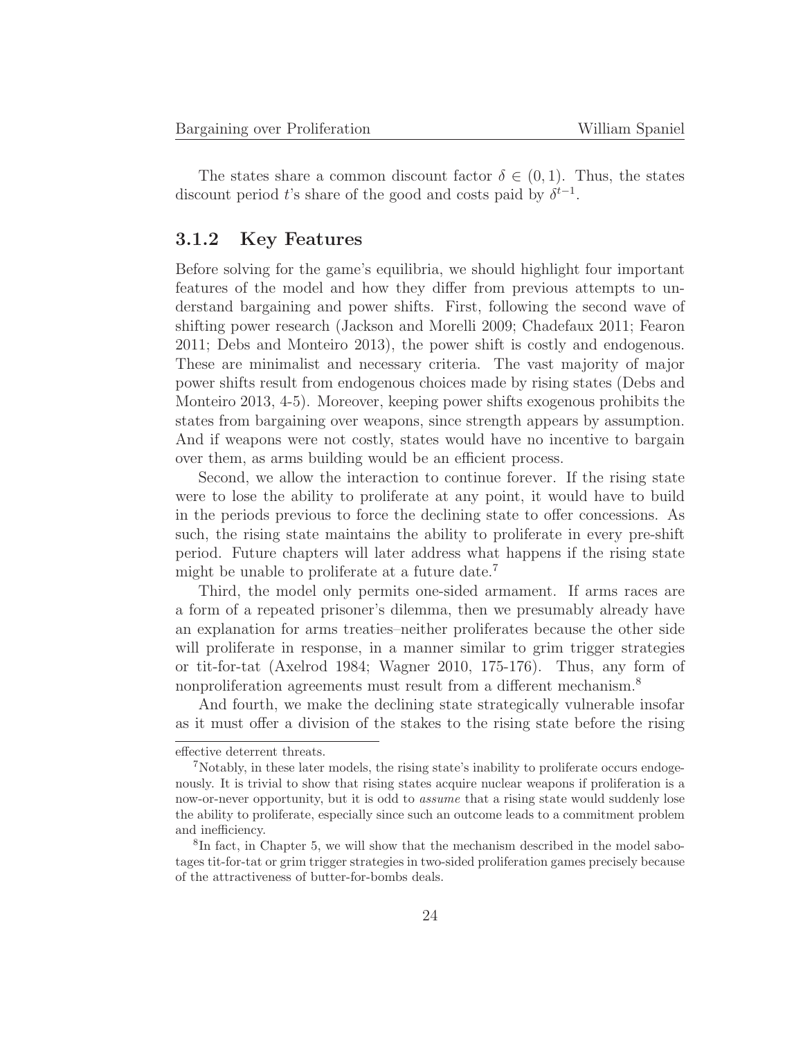The states share a common discount factor $\delta \in (0, 1)$. Thus, the states discount period $t$'s share of the good and costs paid by $\delta^{t-1}$.

### 3.1.2 Key Features

Before solving for the game's equilibria, we should highlight four important features of the model and how they differ from previous attempts to understand bargaining and power shifts. First, following the second wave of shifting power research (Jackson and Morelli 2009; Chadefaux 2011; Fearon 2011; Debs and Monteiro 2013), the power shift is costly and endogenous. These are minimalist and necessary criteria. The vast majority of major power shifts result from endogenous choices made by rising states (Debs and Monteiro 2013, 4-5). Moreover, keeping power shifts exogenous prohibits the states from bargaining over weapons, since strength appears by assumption. And if weapons were not costly, states would have no incentive to bargain over them, as arms building would be an efficient process.

Second, we allow the interaction to continue forever. If the rising state were to lose the ability to proliferate at any point, it would have to build in the periods previous to force the declining state to offer concessions. As such, the rising state maintains the ability to proliferate in every pre-shift period. Future chapters will later address what happens if the rising state might be unable to proliferate at a future date.[7]

Third, the model only permits one-sided armament. If arms races are a form of a repeated prisoner's dilemma, then we presumably already have an explanation for arms treaties–neither proliferates because the other side will proliferate in response, in a manner similar to grim trigger strategies or tit-for-tat (Axelrod 1984; Wagner 2010, 175-176). Thus, any form of nonproliferation agreements must result from a different mechanism.[8]

And fourth, we make the declining state strategically vulnerable insofar as it must offer a division of the stakes to the rising state before the rising

---

effective deterrent threats.

[7] Notably, in these later models, the rising state's inability to proliferate occurs endogenously. It is trivial to show that rising states acquire nuclear weapons if proliferation is a now-or-never opportunity, but it is odd to *assume* that a rising state would suddenly lose the ability to proliferate, especially since such an outcome leads to a commitment problem and inefficiency.

[8] In fact, in Chapter 5, we will show that the mechanism described in the model sabotages tit-for-tat or grim trigger strategies in two-sided proliferation games precisely because of the attractiveness of butter-for-bombs deals.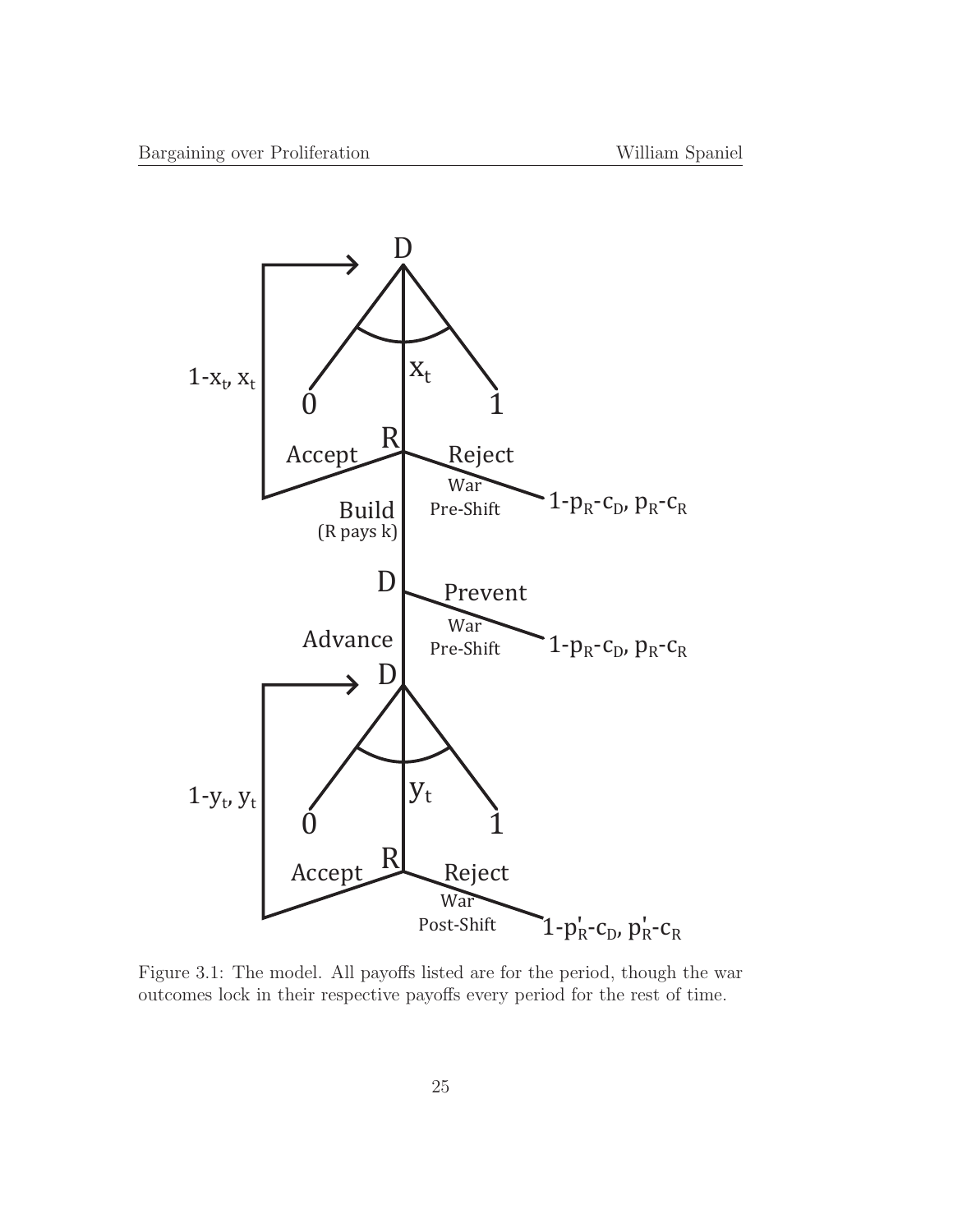Figure 3.1: The model. All payoffs listed are for the period, though the war outcomes lock in their respective payoffs every period for the rest of time.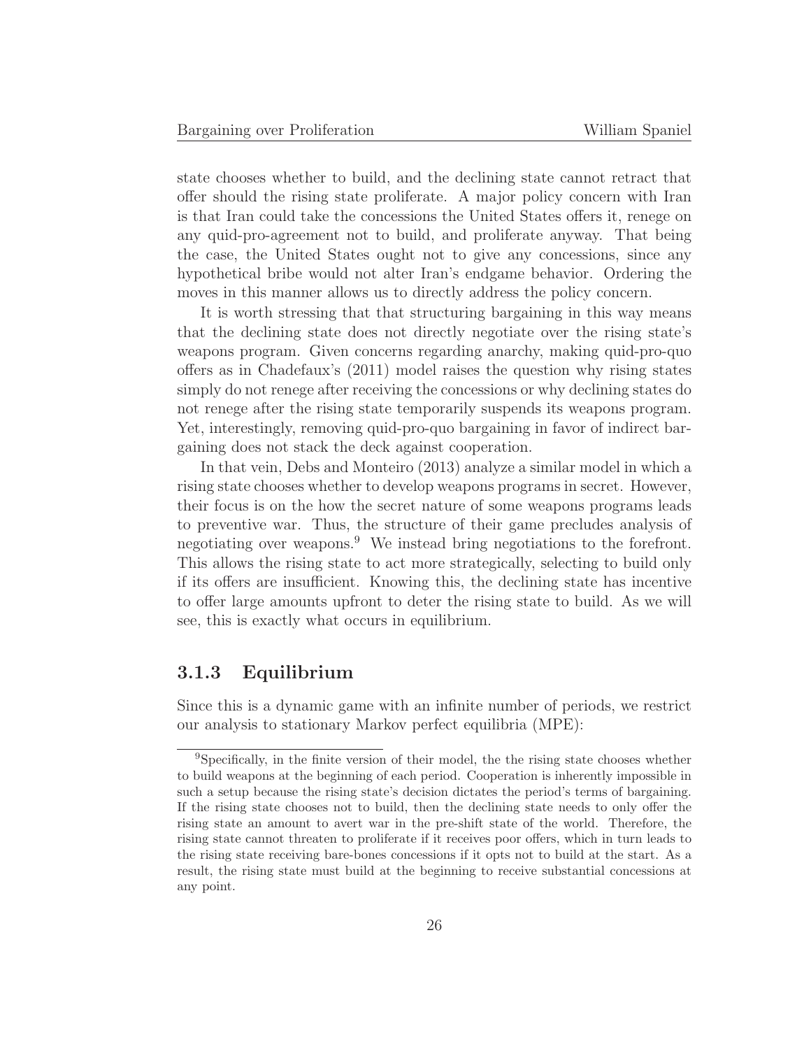state chooses whether to build, and the declining state cannot retract that offer should the rising state proliferate. A major policy concern with Iran is that Iran could take the concessions the United States offers it, renege on any quid-pro-agreement not to build, and proliferate anyway. That being the case, the United States ought not to give any concessions, since any hypothetical bribe would not alter Iran's endgame behavior. Ordering the moves in this manner allows us to directly address the policy concern.

It is worth stressing that that structuring bargaining in this way means that the declining state does not directly negotiate over the rising state's weapons program. Given concerns regarding anarchy, making quid-pro-quo offers as in Chadefaux's (2011) model raises the question why rising states simply do not renege after receiving the concessions or why declining states do not renege after the rising state temporarily suspends its weapons program. Yet, interestingly, removing quid-pro-quo bargaining in favor of indirect bargaining does not stack the deck against cooperation.

In that vein, Debs and Monteiro (2013) analyze a similar model in which a rising state chooses whether to develop weapons programs in secret. However, their focus is on the how the secret nature of some weapons programs leads to preventive war. Thus, the structure of their game precludes analysis of negotiating over weapons.[9] We instead bring negotiations to the forefront. This allows the rising state to act more strategically, selecting to build only if its offers are insufficient. Knowing this, the declining state has incentive to offer large amounts upfront to deter the rising state to build. As we will see, this is exactly what occurs in equilibrium.

### 3.1.3 Equilibrium

Since this is a dynamic game with an infinite number of periods, we restrict our analysis to stationary Markov perfect equilibria (MPE):

[9] Specifically, in the finite version of their model, the the rising state chooses whether to build weapons at the beginning of each period. Cooperation is inherently impossible in such a setup because the rising state's decision dictates the period's terms of bargaining. If the rising state chooses not to build, then the declining state needs to only offer the rising state an amount to avert war in the pre-shift state of the world. Therefore, the rising state cannot threaten to proliferate if it receives poor offers, which in turn leads to the rising state receiving bare-bones concessions if it opts not to build at the start. As a result, the rising state must build at the beginning to receive substantial concessions at any point.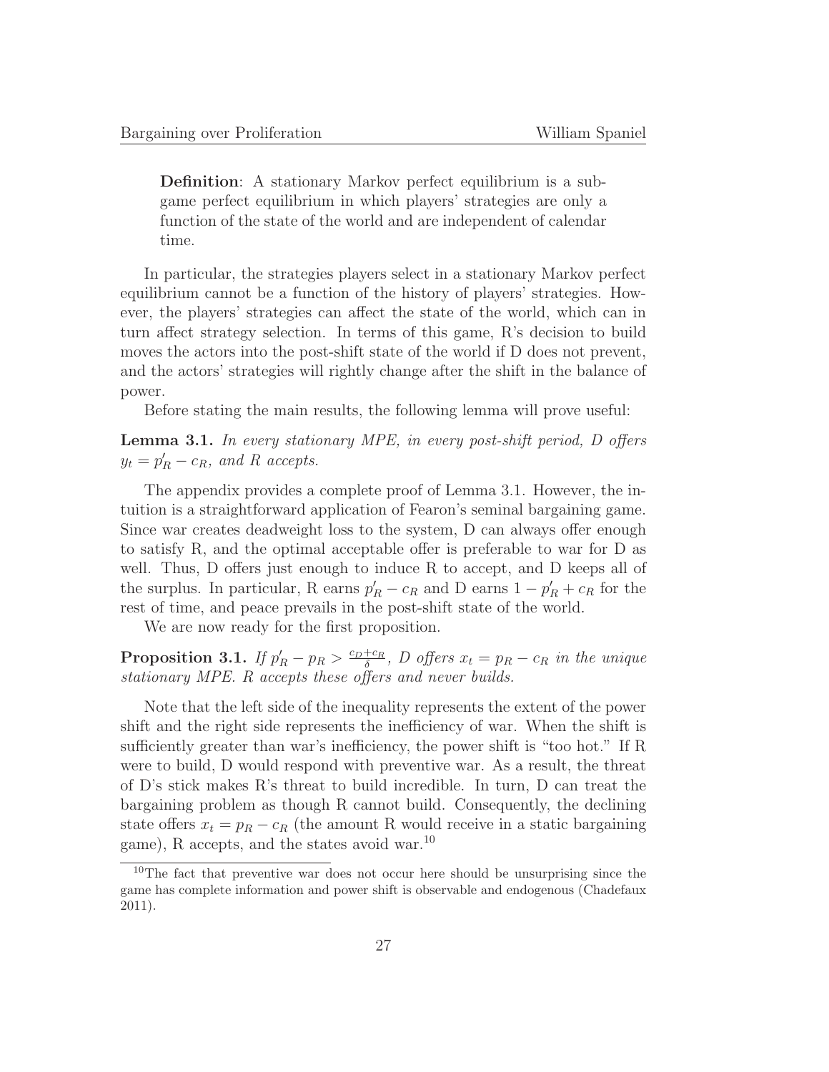**Definition**: A stationary Markov perfect equilibrium is a subgame perfect equilibrium in which players' strategies are only a function of the state of the world and are independent of calendar time.

In particular, the strategies players select in a stationary Markov perfect equilibrium cannot be a function of the history of players' strategies. However, the players' strategies can affect the state of the world, which can in turn affect strategy selection. In terms of this game, R's decision to build moves the actors into the post-shift state of the world if D does not prevent, and the actors' strategies will rightly change after the shift in the balance of power.

Before stating the main results, the following lemma will prove useful:

**Lemma 3.1.** *In every stationary MPE, in every post-shift period, D offers* $y_t = p'_R - c_R$*, and R accepts.*

The appendix provides a complete proof of Lemma 3.1. However, the intuition is a straightforward application of Fearon's seminal bargaining game. Since war creates deadweight loss to the system, D can always offer enough to satisfy R, and the optimal acceptable offer is preferable to war for D as well. Thus, D offers just enough to induce R to accept, and D keeps all of the surplus. In particular, R earns $p'_R - c_R$ and D earns $1 - p'_R + c_R$ for the rest of time, and peace prevails in the post-shift state of the world.

We are now ready for the first proposition.

**Proposition 3.1.** *If* $p'_R - p_R > \frac{c_D + c_R}{\delta}$*, D offers* $x_t = p_R - c_R$ *in the unique stationary MPE. R accepts these offers and never builds.*

Note that the left side of the inequality represents the extent of the power shift and the right side represents the inefficiency of war. When the shift is sufficiently greater than war's inefficiency, the power shift is "too hot." If R were to build, D would respond with preventive war. As a result, the threat of D's stick makes R's threat to build incredible. In turn, D can treat the bargaining problem as though R cannot build. Consequently, the declining state offers $x_t = p_R - c_R$ (the amount R would receive in a static bargaining game), R accepts, and the states avoid war.[10]

[10] The fact that preventive war does not occur here should be unsurprising since the game has complete information and power shift is observable and endogenous (Chadefaux 2011).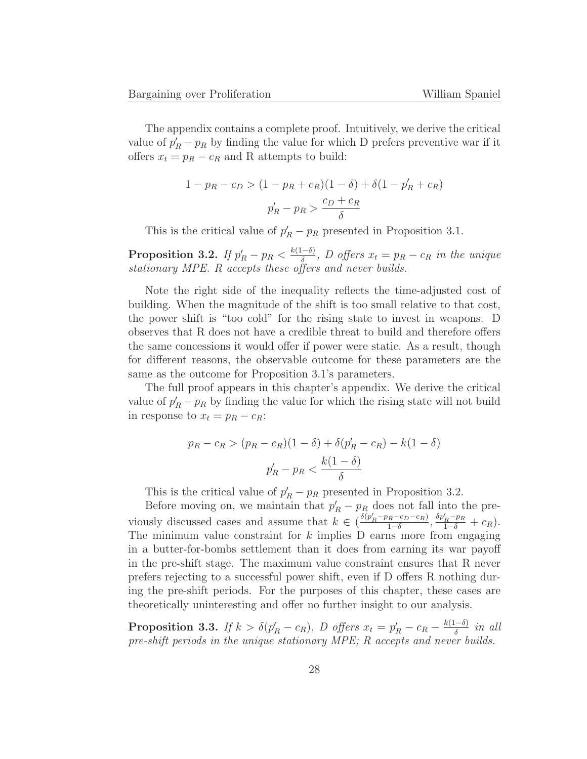The appendix contains a complete proof. Intuitively, we derive the critical value of $p_R' - p_R$ by finding the value for which D prefers preventive war if it offers $x_t = p_R - c_R$ and R attempts to build:

$$1 - p_R - c_D > (1 - p_R + c_R)(1 - \delta) + \delta(1 - p_R' + c_R)$$
$$p_R' - p_R > \frac{c_D + c_R}{\delta}$$

This is the critical value of $p_R' - p_R$ presented in Proposition 3.1.

**Proposition 3.2.** *If $p_R' - p_R < \frac{k(1-\delta)}{\delta}$, D offers $x_t = p_R - c_R$ in the unique stationary MPE. R accepts these offers and never builds.*

Note the right side of the inequality reflects the time-adjusted cost of building. When the magnitude of the shift is too small relative to that cost, the power shift is "too cold" for the rising state to invest in weapons. D observes that R does not have a credible threat to build and therefore offers the same concessions it would offer if power were static. As a result, though for different reasons, the observable outcome for these parameters are the same as the outcome for Proposition 3.1's parameters.

The full proof appears in this chapter's appendix. We derive the critical value of $p_R' - p_R$ by finding the value for which the rising state will not build in response to $x_t = p_R - c_R$:

$$p_R - c_R > (p_R - c_R)(1 - \delta) + \delta(p_R' - c_R) - k(1 - \delta)$$
$$p_R' - p_R < \frac{k(1 - \delta)}{\delta}$$

This is the critical value of $p_R' - p_R$ presented in Proposition 3.2.

Before moving on, we maintain that $p_R' - p_R$ does not fall into the previously discussed cases and assume that $k \in (\frac{\delta(p_R' - p_R - c_D - c_R)}{1-\delta}, \frac{\delta p_R' - p_R}{1-\delta} + c_R)$. The minimum value constraint for $k$ implies D earns more from engaging in a butter-for-bombs settlement than it does from earning its war payoff in the pre-shift stage. The maximum value constraint ensures that R never prefers rejecting to a successful power shift, even if D offers R nothing during the pre-shift periods. For the purposes of this chapter, these cases are theoretically uninteresting and offer no further insight to our analysis.

**Proposition 3.3.** *If $k > \delta(p_R' - c_R)$, D offers $x_t = p_R' - c_R - \frac{k(1-\delta)}{\delta}$ in all pre-shift periods in the unique stationary MPE; R accepts and never builds.*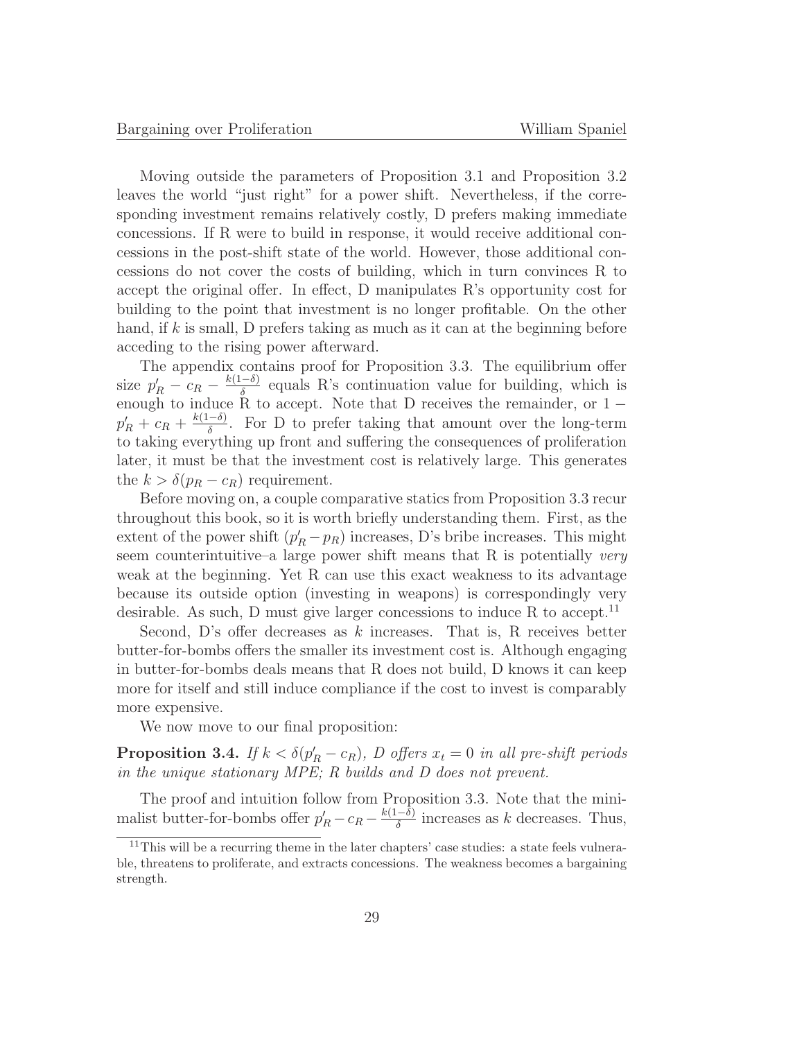Moving outside the parameters of Proposition 3.1 and Proposition 3.2 leaves the world "just right" for a power shift. Nevertheless, if the corresponding investment remains relatively costly, D prefers making immediate concessions. If R were to build in response, it would receive additional concessions in the post-shift state of the world. However, those additional concessions do not cover the costs of building, which in turn convinces R to accept the original offer. In effect, D manipulates R's opportunity cost for building to the point that investment is no longer profitable. On the other hand, if $k$ is small, D prefers taking as much as it can at the beginning before acceding to the rising power afterward.

The appendix contains proof for Proposition 3.3. The equilibrium offer size $p'_R - c_R - \frac{k(1-\delta)}{\delta}$ equals R's continuation value for building, which is enough to induce R to accept. Note that D receives the remainder, or $1 - p'_R + c_R + \frac{k(1-\delta)}{\delta}$. For D to prefer taking that amount over the long-term to taking everything up front and suffering the consequences of proliferation later, it must be that the investment cost is relatively large. This generates the $k > \delta(p_R - c_R)$ requirement.

Before moving on, a couple comparative statics from Proposition 3.3 recur throughout this book, so it is worth briefly understanding them. First, as the extent of the power shift $(p'_R - p_R)$ increases, D's bribe increases. This might seem counterintuitive–a large power shift means that R is potentially *very* weak at the beginning. Yet R can use this exact weakness to its advantage because its outside option (investing in weapons) is correspondingly very desirable. As such, D must give larger concessions to induce R to accept.[11]

Second, D's offer decreases as $k$ increases. That is, R receives better butter-for-bombs offers the smaller its investment cost is. Although engaging in butter-for-bombs deals means that R does not build, D knows it can keep more for itself and still induce compliance if the cost to invest is comparably more expensive.

We now move to our final proposition:

**Proposition 3.4.** *If $k < \delta(p'_R - c_R)$, D offers $x_t = 0$ in all pre-shift periods in the unique stationary MPE; R builds and D does not prevent.*

The proof and intuition follow from Proposition 3.3. Note that the minimalist butter-for-bombs offer $p'_R - c_R - \frac{k(1-\delta)}{\delta}$ increases as $k$ decreases. Thus,

[11] This will be a recurring theme in the later chapters' case studies: a state feels vulnerable, threatens to proliferate, and extracts concessions. The weakness becomes a bargaining strength.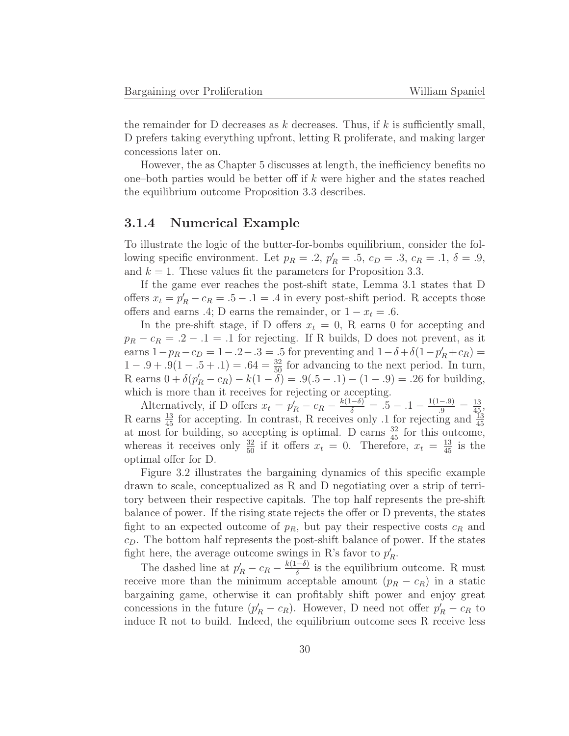the remainder for D decreases as $k$ decreases. Thus, if $k$ is sufficiently small, D prefers taking everything upfront, letting R proliferate, and making larger concessions later on.

However, the as Chapter 5 discusses at length, the inefficiency benefits no one–both parties would be better off if $k$ were higher and the states reached the equilibrium outcome Proposition 3.3 describes.

### 3.1.4 Numerical Example

To illustrate the logic of the butter-for-bombs equilibrium, consider the following specific environment. Let $p_R = .2$, $p'_R = .5$, $c_D = .3$, $c_R = .1$, $\delta = .9$, and $k = 1$. These values fit the parameters for Proposition 3.3.

If the game ever reaches the post-shift state, Lemma 3.1 states that D offers $x_t = p'_R - c_R = .5 - .1 = .4$ in every post-shift period. R accepts those offers and earns .4; D earns the remainder, or $1 - x_t = .6$.

In the pre-shift stage, if D offers $x_t = 0$, R earns 0 for accepting and $p_R - c_R = .2 - .1 = .1$ for rejecting. If R builds, D does not prevent, as it earns $1 - p_R - c_D = 1 - .2 - .3 = .5$ for preventing and $1 - \delta + \delta(1 - p'_R + c_R) = 1 - .9 + .9(1 - .5 + .1) = .64 = \frac{32}{50}$ for advancing to the next period. In turn, R earns $0 + \delta(p'_R - c_R) - k(1 - \delta) = .9(.5 - .1) - (1 - .9) = .26$ for building, which is more than it receives for rejecting or accepting.

Alternatively, if D offers $x_t = p'_R - c_R - \frac{k(1-\delta)}{\delta} = .5 - .1 - \frac{1(1-.9)}{.9} = \frac{13}{45}$, R earns $\frac{13}{45}$ for accepting. In contrast, R receives only .1 for rejecting and $\frac{13}{45}$ at most for building, so accepting is optimal. D earns $\frac{32}{45}$ for this outcome, whereas it receives only $\frac{32}{50}$ if it offers $x_t = 0$. Therefore, $x_t = \frac{13}{45}$ is the optimal offer for D.

Figure 3.2 illustrates the bargaining dynamics of this specific example drawn to scale, conceptualized as R and D negotiating over a strip of territory between their respective capitals. The top half represents the pre-shift balance of power. If the rising state rejects the offer or D prevents, the states fight to an expected outcome of $p_R$, but pay their respective costs $c_R$ and $c_D$. The bottom half represents the post-shift balance of power. If the states fight here, the average outcome swings in R's favor to $p'_R$.

The dashed line at $p'_R - c_R - \frac{k(1-\delta)}{\delta}$ is the equilibrium outcome. R must receive more than the minimum acceptable amount ($p_R - c_R$) in a static bargaining game, otherwise it can profitably shift power and enjoy great concessions in the future ($p'_R - c_R$). However, D need not offer $p'_R - c_R$ to induce R not to build. Indeed, the equilibrium outcome sees R receive less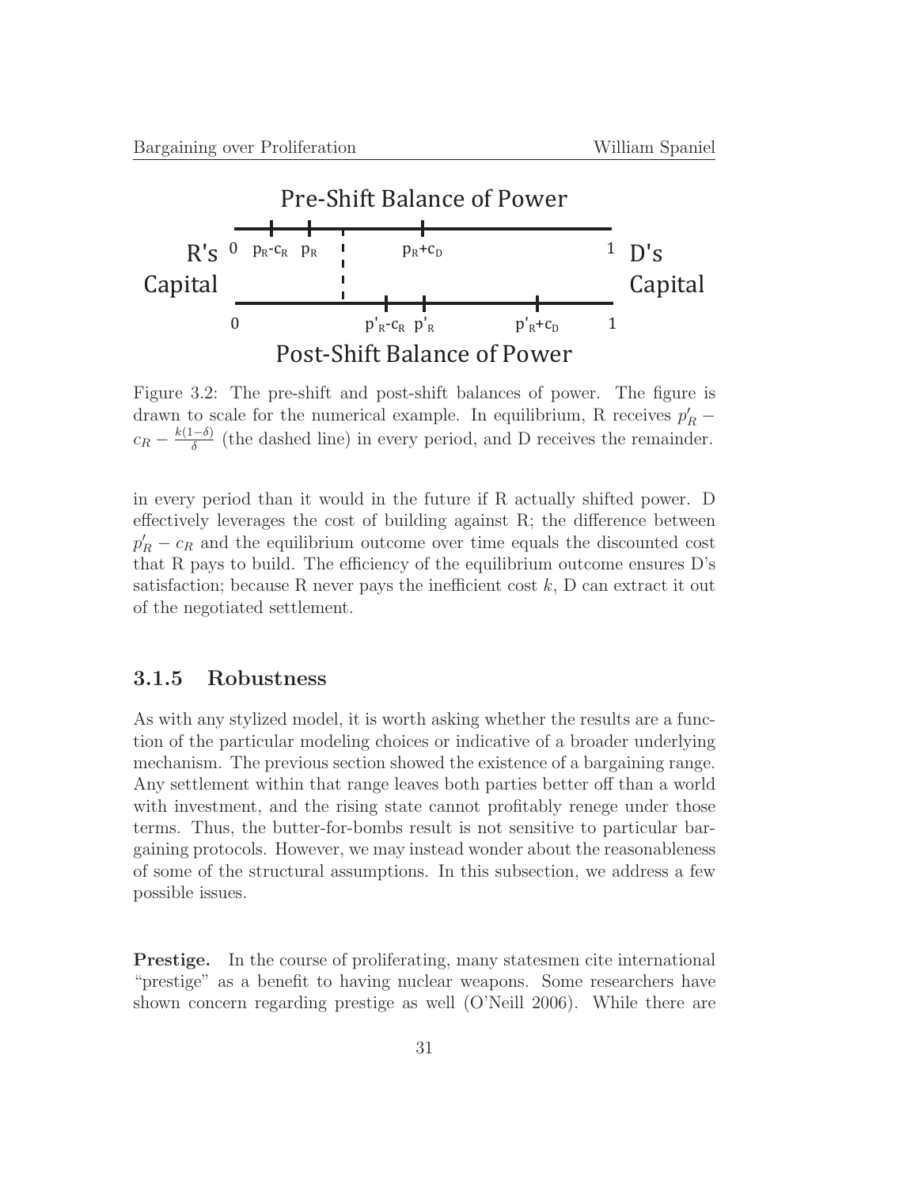Figure 3.2: The pre-shift and post-shift balances of power. The figure is drawn to scale for the numerical example. In equilibrium, R receives $p'_R - c_R - \frac{k(1-\delta)}{\delta}$ (the dashed line) in every period, and D receives the remainder.

in every period than it would in the future if R actually shifted power. D effectively leverages the cost of building against R; the difference between $p'_R - c_R$ and the equilibrium outcome over time equals the discounted cost that R pays to build. The efficiency of the equilibrium outcome ensures D's satisfaction; because R never pays the inefficient cost $k$, D can extract it out of the negotiated settlement.

### 3.1.5 Robustness

As with any stylized model, it is worth asking whether the results are a function of the particular modeling choices or indicative of a broader underlying mechanism. The previous section showed the existence of a bargaining range. Any settlement within that range leaves both parties better off than a world with investment, and the rising state cannot profitably renege under those terms. Thus, the butter-for-bombs result is not sensitive to particular bargaining protocols. However, we may instead wonder about the reasonableness of some of the structural assumptions. In this subsection, we address a few possible issues.

**Prestige.** In the course of proliferating, many statesmen cite international "prestige" as a benefit to having nuclear weapons. Some researchers have shown concern regarding prestige as well (O'Neill 2006). While there are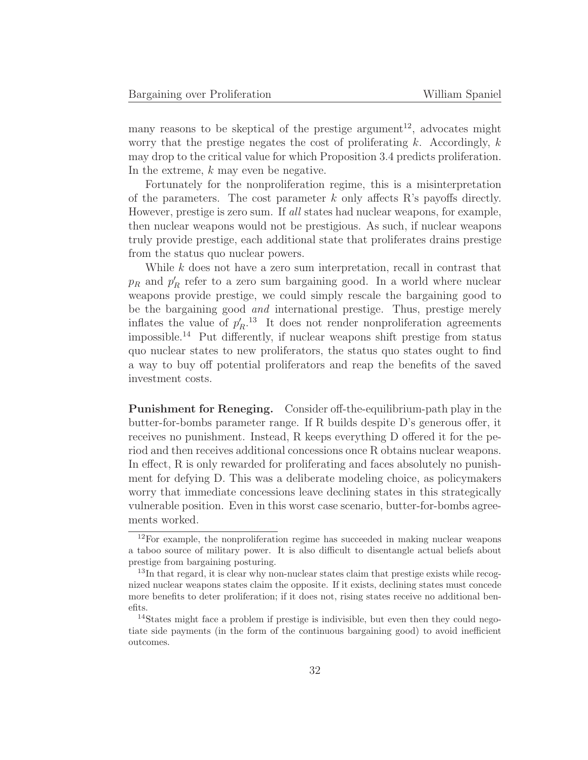many reasons to be skeptical of the prestige argument[12], advocates might worry that the prestige negates the cost of proliferating $k$. Accordingly, $k$ may drop to the critical value for which Proposition 3.4 predicts proliferation. In the extreme, $k$ may even be negative.

Fortunately for the nonproliferation regime, this is a misinterpretation of the parameters. The cost parameter $k$ only affects R's payoffs directly. However, prestige is zero sum. If *all* states had nuclear weapons, for example, then nuclear weapons would not be prestigious. As such, if nuclear weapons truly provide prestige, each additional state that proliferates drains prestige from the status quo nuclear powers.

While $k$ does not have a zero sum interpretation, recall in contrast that $p_R$ and $p'_R$ refer to a zero sum bargaining good. In a world where nuclear weapons provide prestige, we could simply rescale the bargaining good to be the bargaining good *and* international prestige. Thus, prestige merely inflates the value of $p'_R$.[13] It does not render nonproliferation agreements impossible.[14] Put differently, if nuclear weapons shift prestige from status quo nuclear states to new proliferators, the status quo states ought to find a way to buy off potential proliferators and reap the benefits of the saved investment costs.

**Punishment for Reneging.** Consider off-the-equilibrium-path play in the butter-for-bombs parameter range. If R builds despite D's generous offer, it receives no punishment. Instead, R keeps everything D offered it for the period and then receives additional concessions once R obtains nuclear weapons. In effect, R is only rewarded for proliferating and faces absolutely no punishment for defying D. This was a deliberate modeling choice, as policymakers worry that immediate concessions leave declining states in this strategically vulnerable position. Even in this worst case scenario, butter-for-bombs agreements worked.

---

[12] For example, the nonproliferation regime has succeeded in making nuclear weapons a taboo source of military power. It is also difficult to disentangle actual beliefs about prestige from bargaining posturing.

[13] In that regard, it is clear why non-nuclear states claim that prestige exists while recognized nuclear weapons states claim the opposite. If it exists, declining states must concede more benefits to deter proliferation; if it does not, rising states receive no additional benefits.

[14] States might face a problem if prestige is indivisible, but even then they could negotiate side payments (in the form of the continuous bargaining good) to avoid inefficient outcomes.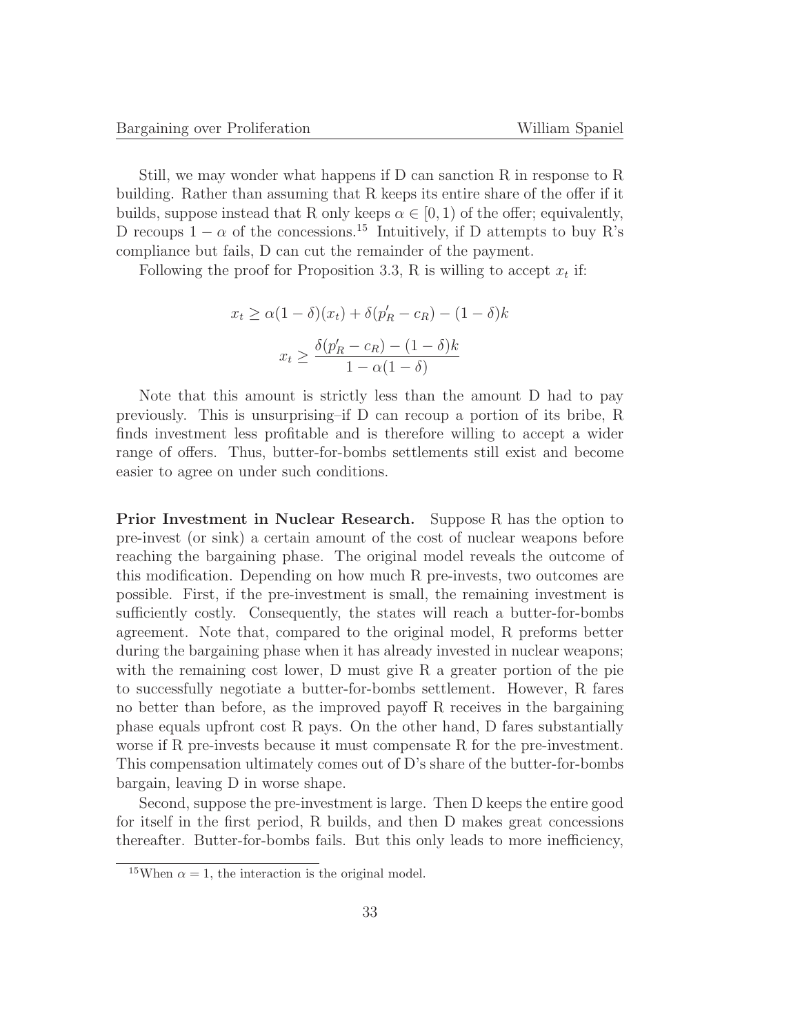Still, we may wonder what happens if D can sanction R in response to R building. Rather than assuming that R keeps its entire share of the offer if it builds, suppose instead that R only keeps $\alpha \in [0, 1)$ of the offer; equivalently, D recoups $1 - \alpha$ of the concessions.[15] Intuitively, if D attempts to buy R's compliance but fails, D can cut the remainder of the payment.

Following the proof for Proposition 3.3, R is willing to accept $x_t$ if:

$$x_t \geq \alpha(1 - \delta)(x_t) + \delta(p'_R - c_R) - (1 - \delta)k$$

$$x_t \geq \frac{\delta(p'_R - c_R) - (1 - \delta)k}{1 - \alpha(1 - \delta)}$$

Note that this amount is strictly less than the amount D had to pay previously. This is unsurprising–if D can recoup a portion of its bribe, R finds investment less profitable and is therefore willing to accept a wider range of offers. Thus, butter-for-bombs settlements still exist and become easier to agree on under such conditions.

**Prior Investment in Nuclear Research.** Suppose R has the option to pre-invest (or sink) a certain amount of the cost of nuclear weapons before reaching the bargaining phase. The original model reveals the outcome of this modification. Depending on how much R pre-invests, two outcomes are possible. First, if the pre-investment is small, the remaining investment is sufficiently costly. Consequently, the states will reach a butter-for-bombs agreement. Note that, compared to the original model, R preforms better during the bargaining phase when it has already invested in nuclear weapons; with the remaining cost lower, D must give R a greater portion of the pie to successfully negotiate a butter-for-bombs settlement. However, R fares no better than before, as the improved payoff R receives in the bargaining phase equals upfront cost R pays. On the other hand, D fares substantially worse if R pre-invests because it must compensate R for the pre-investment. This compensation ultimately comes out of D's share of the butter-for-bombs bargain, leaving D in worse shape.

Second, suppose the pre-investment is large. Then D keeps the entire good for itself in the first period, R builds, and then D makes great concessions thereafter. Butter-for-bombs fails. But this only leads to more inefficiency,

[15] When $\alpha = 1$, the interaction is the original model.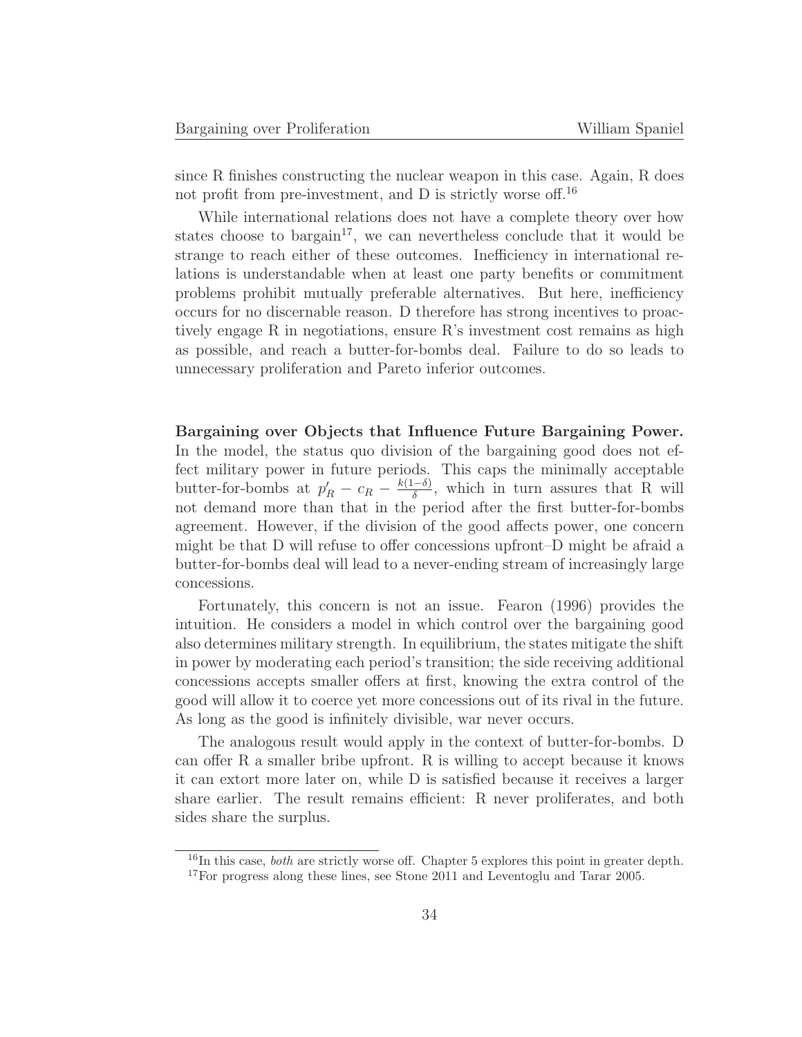since R finishes constructing the nuclear weapon in this case. Again, R does not profit from pre-investment, and D is strictly worse off.[16]

While international relations does not have a complete theory over how states choose to bargain[17], we can nevertheless conclude that it would be strange to reach either of these outcomes. Inefficiency in international relations is understandable when at least one party benefits or commitment problems prohibit mutually preferable alternatives. But here, inefficiency occurs for no discernable reason. D therefore has strong incentives to proactively engage R in negotiations, ensure R's investment cost remains as high as possible, and reach a butter-for-bombs deal. Failure to do so leads to unnecessary proliferation and Pareto inferior outcomes.

**Bargaining over Objects that Influence Future Bargaining Power.** In the model, the status quo division of the bargaining good does not effect military power in future periods. This caps the minimally acceptable butter-for-bombs at $p'_R - c_R - \frac{k(1-\delta)}{\delta}$, which in turn assures that R will not demand more than that in the period after the first butter-for-bombs agreement. However, if the division of the good affects power, one concern might be that D will refuse to offer concessions upfront–D might be afraid a butter-for-bombs deal will lead to a never-ending stream of increasingly large concessions.

Fortunately, this concern is not an issue. Fearon (1996) provides the intuition. He considers a model in which control over the bargaining good also determines military strength. In equilibrium, the states mitigate the shift in power by moderating each period's transition; the side receiving additional concessions accepts smaller offers at first, knowing the extra control of the good will allow it to coerce yet more concessions out of its rival in the future. As long as the good is infinitely divisible, war never occurs.

The analogous result would apply in the context of butter-for-bombs. D can offer R a smaller bribe upfront. R is willing to accept because it knows it can extort more later on, while D is satisfied because it receives a larger share earlier. The result remains efficient: R never proliferates, and both sides share the surplus.

[16] In this case, *both* are strictly worse off. Chapter 5 explores this point in greater depth.

[17] For progress along these lines, see Stone 2011 and Leventoglu and Tarar 2005.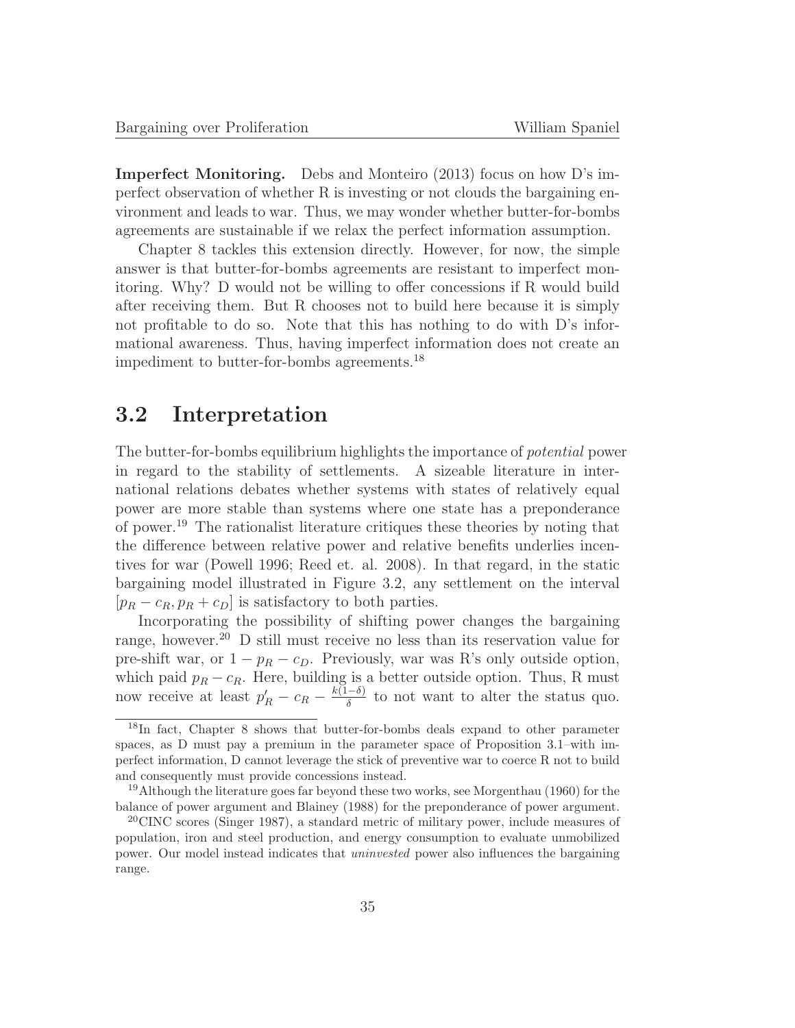**Imperfect Monitoring.** Debs and Monteiro (2013) focus on how D's imperfect observation of whether R is investing or not clouds the bargaining environment and leads to war. Thus, we may wonder whether butter-for-bombs agreements are sustainable if we relax the perfect information assumption.

Chapter 8 tackles this extension directly. However, for now, the simple answer is that butter-for-bombs agreements are resistant to imperfect monitoring. Why? D would not be willing to offer concessions if R would build after receiving them. But R chooses not to build here because it is simply not profitable to do so. Note that this has nothing to do with D's informational awareness. Thus, having imperfect information does not create an impediment to butter-for-bombs agreements.[18]

## 3.2 Interpretation

The butter-for-bombs equilibrium highlights the importance of *potential* power in regard to the stability of settlements. A sizeable literature in international relations debates whether systems with states of relatively equal power are more stable than systems where one state has a preponderance of power.[19] The rationalist literature critiques these theories by noting that the difference between relative power and relative benefits underlies incentives for war (Powell 1996; Reed et. al. 2008). In that regard, in the static bargaining model illustrated in Figure 3.2, any settlement on the interval $[p_R - c_R, p_R + c_D]$ is satisfactory to both parties.

Incorporating the possibility of shifting power changes the bargaining range, however.[20] D still must receive no less than its reservation value for pre-shift war, or $1 - p_R - c_D$. Previously, war was R's only outside option, which paid $p_R - c_R$. Here, building is a better outside option. Thus, R must now receive at least $p'_R - c_R - \frac{k(1-\delta)}{\delta}$ to not want to alter the status quo.

[18] In fact, Chapter 8 shows that butter-for-bombs deals expand to other parameter spaces, as D must pay a premium in the parameter space of Proposition 3.1–with imperfect information, D cannot leverage the stick of preventive war to coerce R not to build and consequently must provide concessions instead.

[19] Although the literature goes far beyond these two works, see Morgenthau (1960) for the balance of power argument and Blainey (1988) for the preponderance of power argument.

[20] CINC scores (Singer 1987), a standard metric of military power, include measures of population, iron and steel production, and energy consumption to evaluate unmobilized power. Our model instead indicates that *uninvested* power also influences the bargaining range.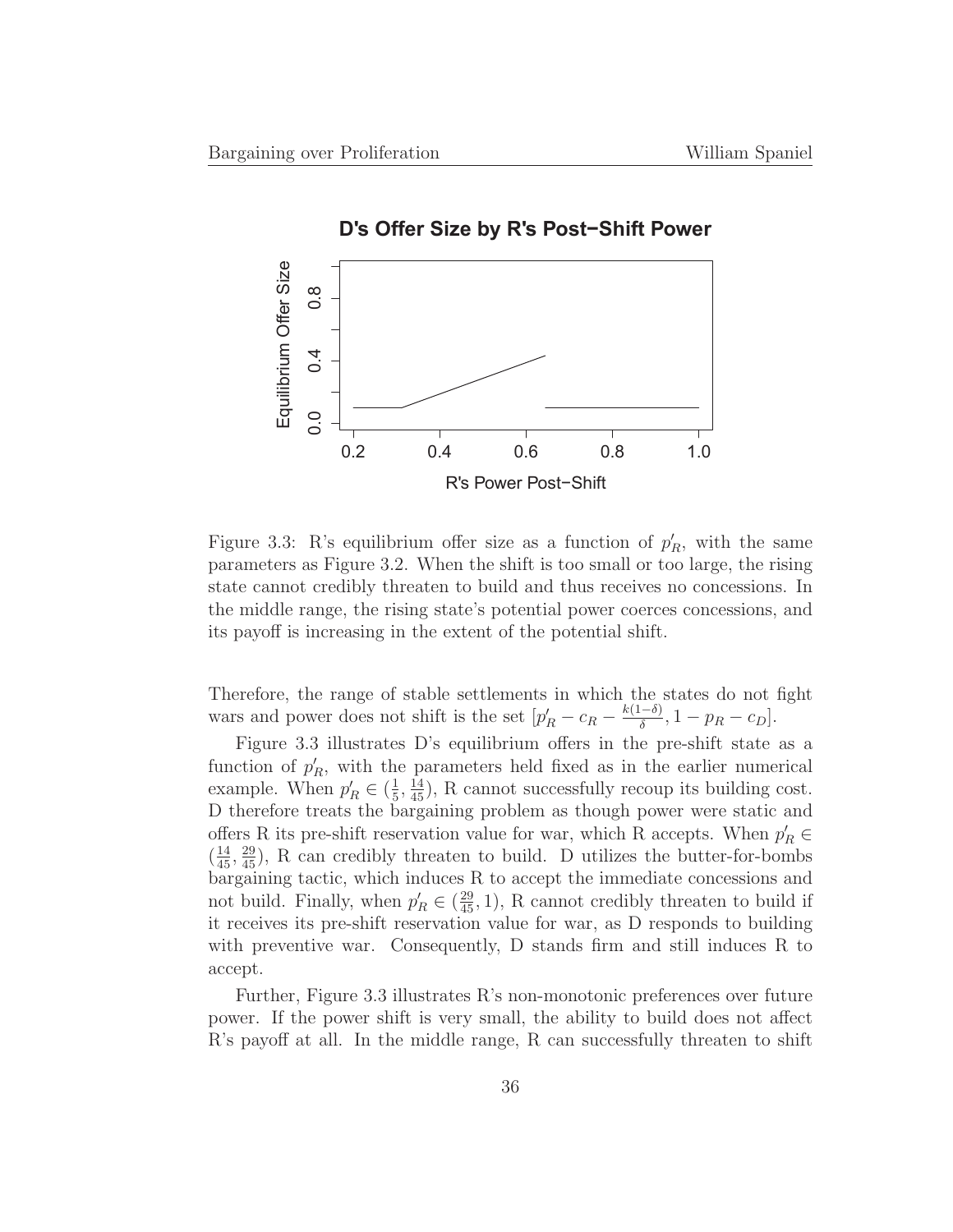Figure 3.3: R's equilibrium offer size as a function of $p'_R$, with the same parameters as Figure 3.2. When the shift is too small or too large, the rising state cannot credibly threaten to build and thus receives no concessions. In the middle range, the rising state's potential power coerces concessions, and its payoff is increasing in the extent of the potential shift.

Therefore, the range of stable settlements in which the states do not fight wars and power does not shift is the set $[p'_R - c_R - \frac{k(1-\delta)}{\delta}, 1 - p_R - c_D]$.

Figure 3.3 illustrates D's equilibrium offers in the pre-shift state as a function of $p'_R$, with the parameters held fixed as in the earlier numerical example. When $p'_R \in (\frac{1}{5}, \frac{14}{45})$, R cannot successfully recoup its building cost. D therefore treats the bargaining problem as though power were static and offers R its pre-shift reservation value for war, which R accepts. When $p'_R \in (\frac{14}{45}, \frac{29}{45})$, R can credibly threaten to build. D utilizes the butter-for-bombs bargaining tactic, which induces R to accept the immediate concessions and not build. Finally, when $p'_R \in (\frac{29}{45}, 1)$, R cannot credibly threaten to build if it receives its pre-shift reservation value for war, as D responds to building with preventive war. Consequently, D stands firm and still induces R to accept.

Further, Figure 3.3 illustrates R's non-monotonic preferences over future power. If the power shift is very small, the ability to build does not affect R's payoff at all. In the middle range, R can successfully threaten to shift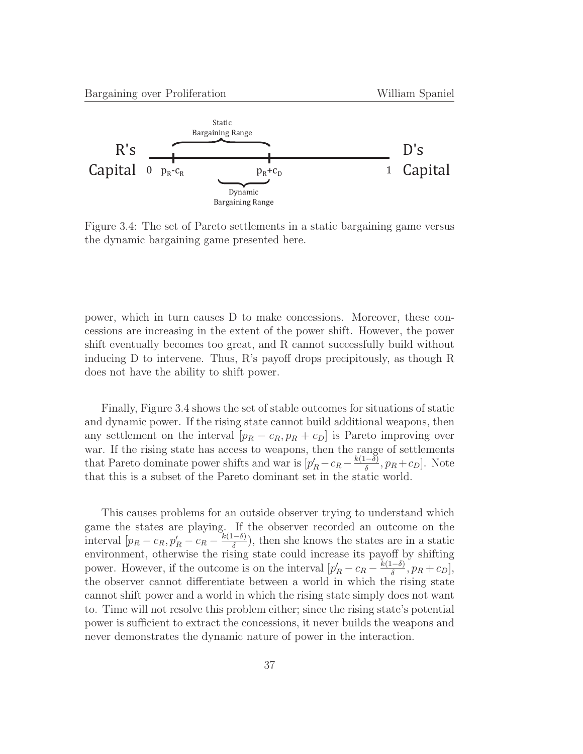Figure 3.4: The set of Pareto settlements in a static bargaining game versus the dynamic bargaining game presented here.

power, which in turn causes D to make concessions. Moreover, these concessions are increasing in the extent of the power shift. However, the power shift eventually becomes too great, and R cannot successfully build without inducing D to intervene. Thus, R's payoff drops precipitously, as though R does not have the ability to shift power.

Finally, Figure 3.4 shows the set of stable outcomes for situations of static and dynamic power. If the rising state cannot build additional weapons, then any settlement on the interval $[p_R - c_R, p_R + c_D]$ is Pareto improving over war. If the rising state has access to weapons, then the range of settlements that Pareto dominate power shifts and war is $[p'_R - c_R - \frac{k(1-\delta)}{\delta}, p_R + c_D]$. Note that this is a subset of the Pareto dominant set in the static world.

This causes problems for an outside observer trying to understand which game the states are playing. If the observer recorded an outcome on the interval $[p_R - c_R, p'_R - c_R - \frac{k(1-\delta)}{\delta})$, then she knows the states are in a static environment, otherwise the rising state could increase its payoff by shifting power. However, if the outcome is on the interval $[p'_R - c_R - \frac{k(1-\delta)}{\delta}, p_R + c_D]$, the observer cannot differentiate between a world in which the rising state cannot shift power and a world in which the rising state simply does not want to. Time will not resolve this problem either; since the rising state's potential power is sufficient to extract the concessions, it never builds the weapons and never demonstrates the dynamic nature of power in the interaction.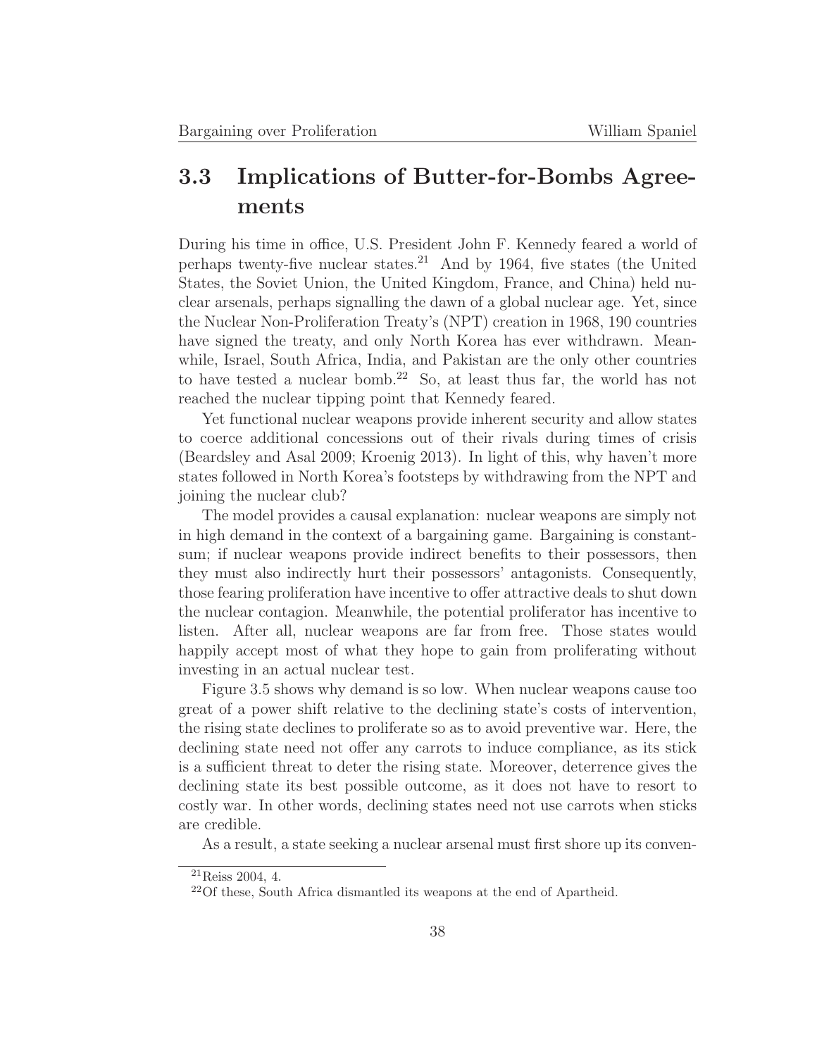## 3.3 Implications of Butter-for-Bombs Agreements

During his time in office, U.S. President John F. Kennedy feared a world of perhaps twenty-five nuclear states.[21] And by 1964, five states (the United States, the Soviet Union, the United Kingdom, France, and China) held nuclear arsenals, perhaps signalling the dawn of a global nuclear age. Yet, since the Nuclear Non-Proliferation Treaty's (NPT) creation in 1968, 190 countries have signed the treaty, and only North Korea has ever withdrawn. Meanwhile, Israel, South Africa, India, and Pakistan are the only other countries to have tested a nuclear bomb.[22] So, at least thus far, the world has not reached the nuclear tipping point that Kennedy feared.

Yet functional nuclear weapons provide inherent security and allow states to coerce additional concessions out of their rivals during times of crisis (Beardsley and Asal 2009; Kroenig 2013). In light of this, why haven't more states followed in North Korea's footsteps by withdrawing from the NPT and joining the nuclear club?

The model provides a causal explanation: nuclear weapons are simply not in high demand in the context of a bargaining game. Bargaining is constant-sum; if nuclear weapons provide indirect benefits to their possessors, then they must also indirectly hurt their possessors' antagonists. Consequently, those fearing proliferation have incentive to offer attractive deals to shut down the nuclear contagion. Meanwhile, the potential proliferator has incentive to listen. After all, nuclear weapons are far from free. Those states would happily accept most of what they hope to gain from proliferating without investing in an actual nuclear test.

Figure 3.5 shows why demand is so low. When nuclear weapons cause too great of a power shift relative to the declining state's costs of intervention, the rising state declines to proliferate so as to avoid preventive war. Here, the declining state need not offer any carrots to induce compliance, as its stick is a sufficient threat to deter the rising state. Moreover, deterrence gives the declining state its best possible outcome, as it does not have to resort to costly war. In other words, declining states need not use carrots when sticks are credible.

As a result, a state seeking a nuclear arsenal must first shore up its conven-

[21] Reiss 2004, 4.

[22] Of these, South Africa dismantled its weapons at the end of Apartheid.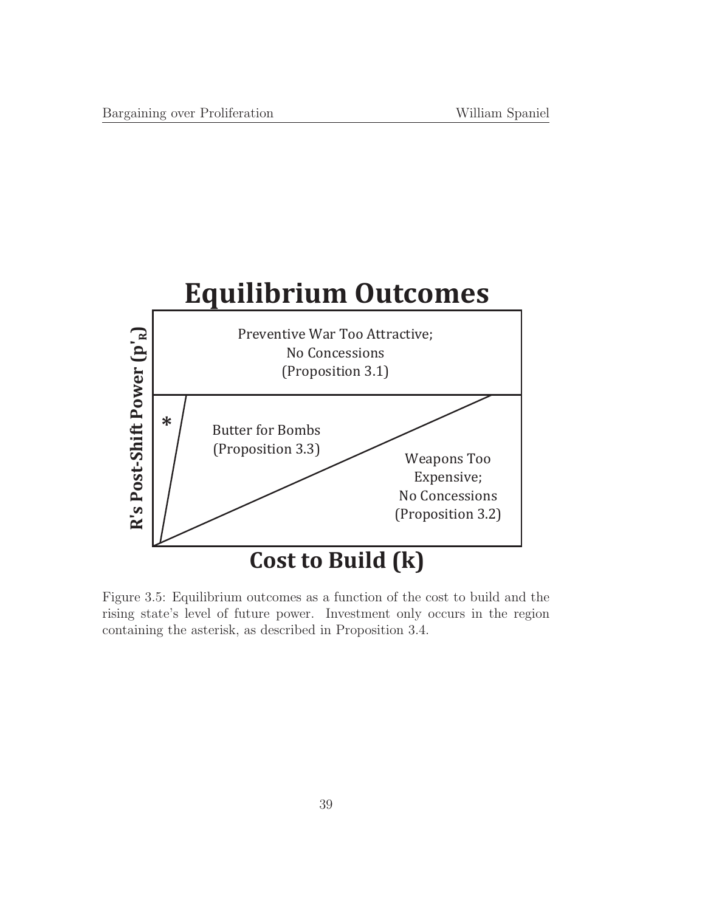## Equilibrium Outcomes

Preventive War Too Attractive;
No Concessions
(Proposition 3.1)

*

Butter for Bombs
(Proposition 3.3)

Weapons Too
Expensive;
No Concessions
(Proposition 3.2)

R's Post-Shift Power ($p'_R$)

Cost to Build (k)

Figure 3.5: Equilibrium outcomes as a function of the cost to build and the rising state's level of future power. Investment only occurs in the region containing the asterisk, as described in Proposition 3.4.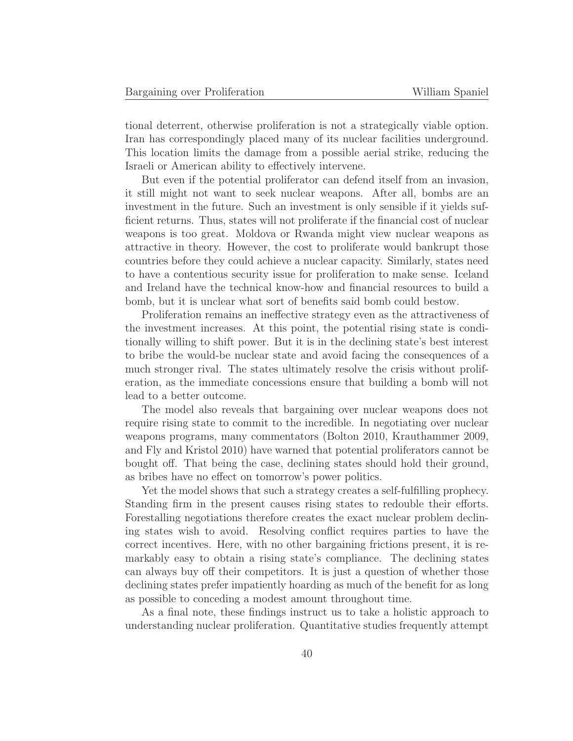tional deterrent, otherwise proliferation is not a strategically viable option. Iran has correspondingly placed many of its nuclear facilities underground. This location limits the damage from a possible aerial strike, reducing the Israeli or American ability to effectively intervene.

But even if the potential proliferator can defend itself from an invasion, it still might not want to seek nuclear weapons. After all, bombs are an investment in the future. Such an investment is only sensible if it yields sufficient returns. Thus, states will not proliferate if the financial cost of nuclear weapons is too great. Moldova or Rwanda might view nuclear weapons as attractive in theory. However, the cost to proliferate would bankrupt those countries before they could achieve a nuclear capacity. Similarly, states need to have a contentious security issue for proliferation to make sense. Iceland and Ireland have the technical know-how and financial resources to build a bomb, but it is unclear what sort of benefits said bomb could bestow.

Proliferation remains an ineffective strategy even as the attractiveness of the investment increases. At this point, the potential rising state is conditionally willing to shift power. But it is in the declining state's best interest to bribe the would-be nuclear state and avoid facing the consequences of a much stronger rival. The states ultimately resolve the crisis without proliferation, as the immediate concessions ensure that building a bomb will not lead to a better outcome.

The model also reveals that bargaining over nuclear weapons does not require rising state to commit to the incredible. In negotiating over nuclear weapons programs, many commentators (Bolton 2010, Krauthammer 2009, and Fly and Kristol 2010) have warned that potential proliferators cannot be bought off. That being the case, declining states should hold their ground, as bribes have no effect on tomorrow's power politics.

Yet the model shows that such a strategy creates a self-fulfilling prophecy. Standing firm in the present causes rising states to redouble their efforts. Forestalling negotiations therefore creates the exact nuclear problem declining states wish to avoid. Resolving conflict requires parties to have the correct incentives. Here, with no other bargaining frictions present, it is remarkably easy to obtain a rising state's compliance. The declining states can always buy off their competitors. It is just a question of whether those declining states prefer impatiently hoarding as much of the benefit for as long as possible to conceding a modest amount throughout time.

As a final note, these findings instruct us to take a holistic approach to understanding nuclear proliferation. Quantitative studies frequently attempt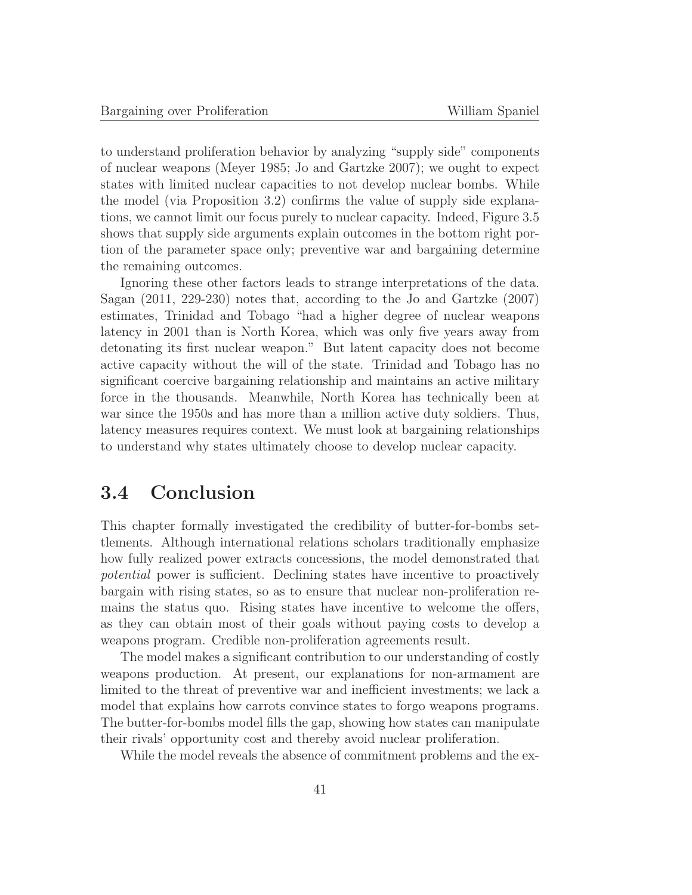to understand proliferation behavior by analyzing "supply side" components of nuclear weapons (Meyer 1985; Jo and Gartzke 2007); we ought to expect states with limited nuclear capacities to not develop nuclear bombs. While the model (via Proposition 3.2) confirms the value of supply side explanations, we cannot limit our focus purely to nuclear capacity. Indeed, Figure 3.5 shows that supply side arguments explain outcomes in the bottom right portion of the parameter space only; preventive war and bargaining determine the remaining outcomes.

Ignoring these other factors leads to strange interpretations of the data. Sagan (2011, 229-230) notes that, according to the Jo and Gartzke (2007) estimates, Trinidad and Tobago "had a higher degree of nuclear weapons latency in 2001 than is North Korea, which was only five years away from detonating its first nuclear weapon." But latent capacity does not become active capacity without the will of the state. Trinidad and Tobago has no significant coercive bargaining relationship and maintains an active military force in the thousands. Meanwhile, North Korea has technically been at war since the 1950s and has more than a million active duty soldiers. Thus, latency measures requires context. We must look at bargaining relationships to understand why states ultimately choose to develop nuclear capacity.

## 3.4 Conclusion

This chapter formally investigated the credibility of butter-for-bombs settlements. Although international relations scholars traditionally emphasize how fully realized power extracts concessions, the model demonstrated that *potential* power is sufficient. Declining states have incentive to proactively bargain with rising states, so as to ensure that nuclear non-proliferation remains the status quo. Rising states have incentive to welcome the offers, as they can obtain most of their goals without paying costs to develop a weapons program. Credible non-proliferation agreements result.

The model makes a significant contribution to our understanding of costly weapons production. At present, our explanations for non-armament are limited to the threat of preventive war and inefficient investments; we lack a model that explains how carrots convince states to forgo weapons programs. The butter-for-bombs model fills the gap, showing how states can manipulate their rivals' opportunity cost and thereby avoid nuclear proliferation.

While the model reveals the absence of commitment problems and the ex-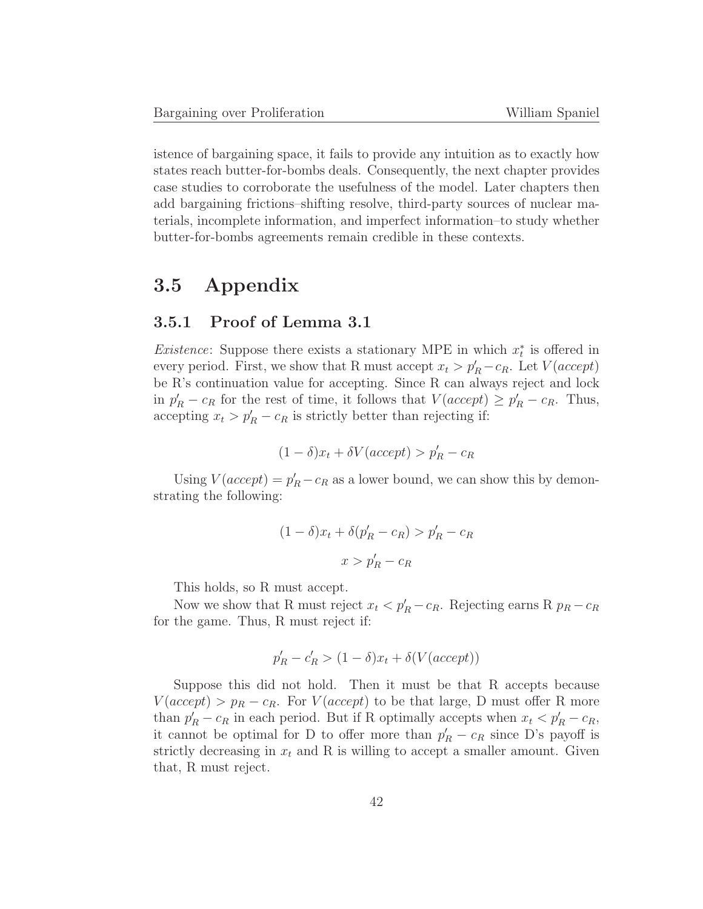istence of bargaining space, it fails to provide any intuition as to exactly how states reach butter-for-bombs deals. Consequently, the next chapter provides case studies to corroborate the usefulness of the model. Later chapters then add bargaining frictions–shifting resolve, third-party sources of nuclear materials, incomplete information, and imperfect information–to study whether butter-for-bombs agreements remain credible in these contexts.

## 3.5 Appendix

### 3.5.1 Proof of Lemma 3.1

*Existence*: Suppose there exists a stationary MPE in which $x_t^*$ is offered in every period. First, we show that R must accept $x_t > p_R' - c_R$. Let $V(accept)$ be R's continuation value for accepting. Since R can always reject and lock in $p_R' - c_R$ for the rest of time, it follows that $V(accept) \geq p_R' - c_R$. Thus, accepting $x_t > p_R' - c_R$ is strictly better than rejecting if:

$$(1-\delta)x_t + \delta V(accept) > p_R' - c_R$$

Using $V(accept) = p_R' - c_R$ as a lower bound, we can show this by demonstrating the following:

$$(1-\delta)x_t + \delta(p_R' - c_R) > p_R' - c_R$$

$$x > p_R' - c_R$$

This holds, so R must accept.

Now we show that R must reject $x_t < p_R' - c_R$. Rejecting earns R $p_R - c_R$ for the game. Thus, R must reject if:

$$p_R' - c_R' > (1-\delta)x_t + \delta(V(accept))$$

Suppose this did not hold. Then it must be that R accepts because $V(accept) > p_R - c_R$. For $V(accept)$ to be that large, D must offer R more than $p_R' - c_R$ in each period. But if R optimally accepts when $x_t < p_R' - c_R$, it cannot be optimal for D to offer more than $p_R' - c_R$ since D's payoff is strictly decreasing in $x_t$ and R is willing to accept a smaller amount. Given that, R must reject.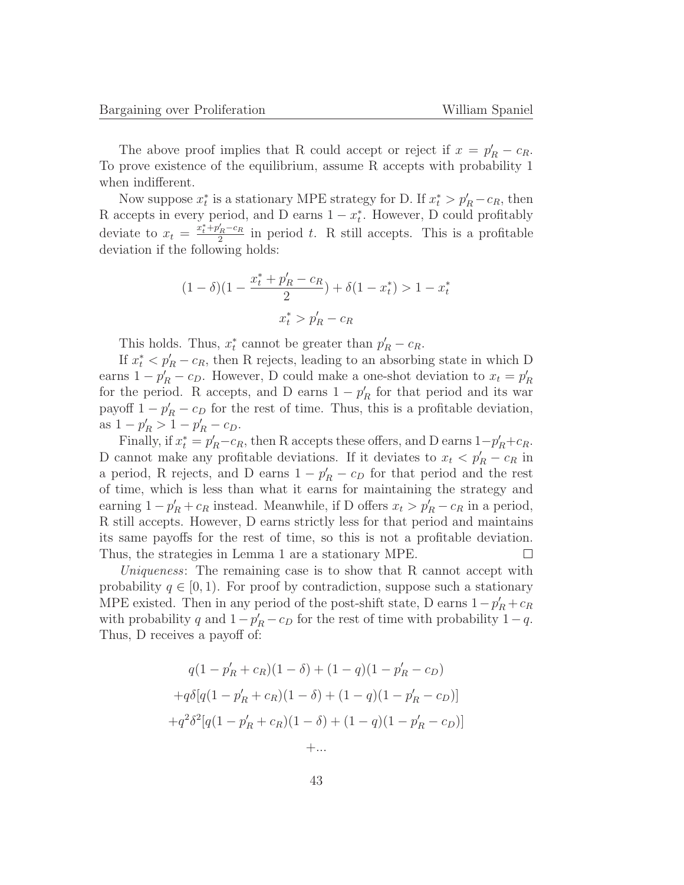The above proof implies that R could accept or reject if $x = p'_R - c_R$. To prove existence of the equilibrium, assume R accepts with probability 1 when indifferent.

Now suppose $x^*_t$ is a stationary MPE strategy for D. If $x^*_t > p'_R - c_R$, then R accepts in every period, and D earns $1 - x^*_t$. However, D could profitably deviate to $x_t = \frac{x^*_t + p'_R - c_R}{2}$ in period $t$. R still accepts. This is a profitable deviation if the following holds:

$$(1-\delta)(1 - \frac{x^*_t + p'_R - c_R}{2}) + \delta(1 - x^*_t) > 1 - x^*_t$$

$$x^*_t > p'_R - c_R$$

This holds. Thus, $x^*_t$ cannot be greater than $p'_R - c_R$.

If $x^*_t < p'_R - c_R$, then R rejects, leading to an absorbing state in which D earns $1 - p'_R - c_D$. However, D could make a one-shot deviation to $x_t = p'_R$ for the period. R accepts, and D earns $1 - p'_R$ for that period and its war payoff $1 - p'_R - c_D$ for the rest of time. Thus, this is a profitable deviation, as $1 - p'_R > 1 - p'_R - c_D$.

Finally, if $x^*_t = p'_R - c_R$, then R accepts these offers, and D earns $1 - p'_R + c_R$. D cannot make any profitable deviations. If it deviates to $x_t < p'_R - c_R$ in a period, R rejects, and D earns $1 - p'_R - c_D$ for that period and the rest of time, which is less than what it earns for maintaining the strategy and earning $1 - p'_R + c_R$ instead. Meanwhile, if D offers $x_t > p'_R - c_R$ in a period, R still accepts. However, D earns strictly less for that period and maintains its same payoffs for the rest of time, so this is not a profitable deviation. Thus, the strategies in Lemma 1 are a stationary MPE. □

*Uniqueness*: The remaining case is to show that R cannot accept with probability $q \in [0, 1)$. For proof by contradiction, suppose such a stationary MPE existed. Then in any period of the post-shift state, D earns $1 - p'_R + c_R$ with probability $q$ and $1 - p'_R - c_D$ for the rest of time with probability $1 - q$. Thus, D receives a payoff of:

$$q(1 - p'_R + c_R)(1-\delta) + (1-q)(1 - p'_R - c_D)$$
$$+q\delta[q(1 - p'_R + c_R)(1-\delta) + (1-q)(1 - p'_R - c_D)]$$
$$+q^2\delta^2[q(1 - p'_R + c_R)(1-\delta) + (1-q)(1 - p'_R - c_D)]$$
$$+...$$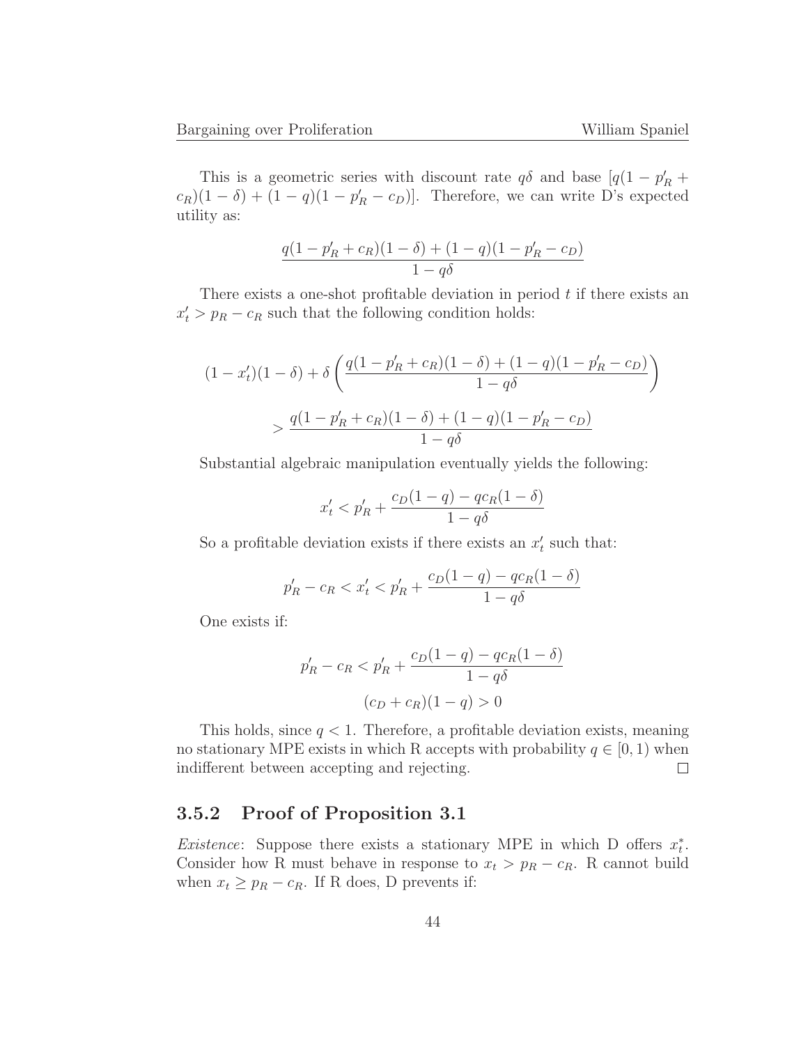This is a geometric series with discount rate $q\delta$ and base $[q(1 - p'_R + c_R)(1 - \delta) + (1 - q)(1 - p'_R - c_D)]$. Therefore, we can write D's expected utility as:

$$\frac{q(1 - p'_R + c_R)(1 - \delta) + (1 - q)(1 - p'_R - c_D)}{1 - q\delta}$$

There exists a one-shot profitable deviation in period $t$ if there exists an $x'_t > p_R - c_R$ such that the following condition holds:

$$(1 - x'_t)(1 - \delta) + \delta \left( \frac{q(1 - p'_R + c_R)(1 - \delta) + (1 - q)(1 - p'_R - c_D)}{1 - q\delta} \right)$$

$$> \frac{q(1 - p'_R + c_R)(1 - \delta) + (1 - q)(1 - p'_R - c_D)}{1 - q\delta}$$

Substantial algebraic manipulation eventually yields the following:

$$x'_t < p'_R + \frac{c_D(1 - q) - qc_R(1 - \delta)}{1 - q\delta}$$

So a profitable deviation exists if there exists an $x'_t$ such that:

$$p'_R - c_R < x'_t < p'_R + \frac{c_D(1 - q) - qc_R(1 - \delta)}{1 - q\delta}$$

One exists if:

$$p'_R - c_R < p'_R + \frac{c_D(1 - q) - qc_R(1 - \delta)}{1 - q\delta}$$

$$(c_D + c_R)(1 - q) > 0$$

This holds, since $q < 1$. Therefore, a profitable deviation exists, meaning no stationary MPE exists in which R accepts with probability $q \in [0, 1)$ when indifferent between accepting and rejecting. □

### 3.5.2 Proof of Proposition 3.1

*Existence*: Suppose there exists a stationary MPE in which D offers $x^*_t$. Consider how R must behave in response to $x_t > p_R - c_R$. R cannot build when $x_t \geq p_R - c_R$. If R does, D prevents if: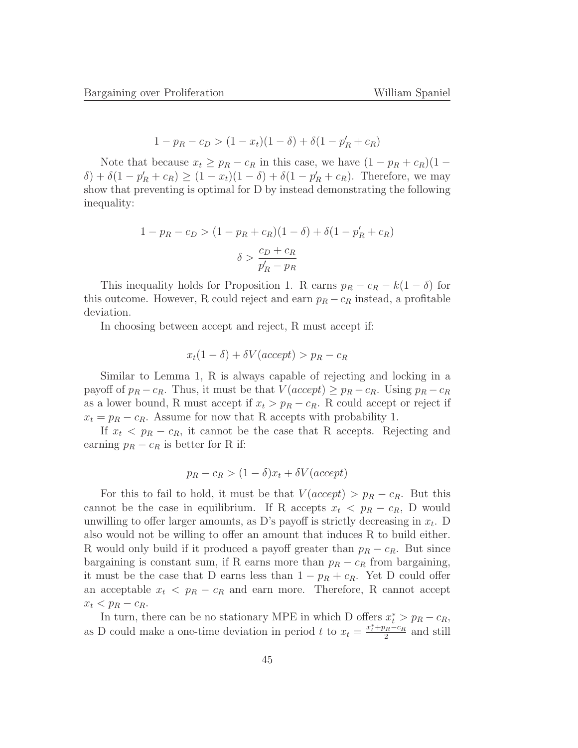$$1 - p_R - c_D > (1 - x_t)(1 - \delta) + \delta(1 - p'_R + c_R)$$

Note that because $x_t \geq p_R - c_R$ in this case, we have $(1 - p_R + c_R)(1 - \delta) + \delta(1 - p'_R + c_R) \geq (1 - x_t)(1 - \delta) + \delta(1 - p'_R + c_R)$. Therefore, we may show that preventing is optimal for D by instead demonstrating the following inequality:

$$1 - p_R - c_D > (1 - p_R + c_R)(1 - \delta) + \delta(1 - p'_R + c_R)$$

$$\delta > \frac{c_D + c_R}{p'_R - p_R}$$

This inequality holds for Proposition 1. R earns $p_R - c_R - k(1 - \delta)$ for this outcome. However, R could reject and earn $p_R - c_R$ instead, a profitable deviation.

In choosing between accept and reject, R must accept if:

$$x_t(1 - \delta) + \delta V(accept) > p_R - c_R$$

Similar to Lemma 1, R is always capable of rejecting and locking in a payoff of $p_R - c_R$. Thus, it must be that $V(accept) \geq p_R - c_R$. Using $p_R - c_R$ as a lower bound, R must accept if $x_t > p_R - c_R$. R could accept or reject if $x_t = p_R - c_R$. Assume for now that R accepts with probability 1.

If $x_t < p_R - c_R$, it cannot be the case that R accepts. Rejecting and earning $p_R - c_R$ is better for R if:

$$p_R - c_R > (1 - \delta)x_t + \delta V(accept)$$

For this to fail to hold, it must be that $V(accept) > p_R - c_R$. But this cannot be the case in equilibrium. If R accepts $x_t < p_R - c_R$, D would unwilling to offer larger amounts, as D's payoff is strictly decreasing in $x_t$. D also would not be willing to offer an amount that induces R to build either. R would only build if it produced a payoff greater than $p_R - c_R$. But since bargaining is constant sum, if R earns more than $p_R - c_R$ from bargaining, it must be the case that D earns less than $1 - p_R + c_R$. Yet D could offer an acceptable $x_t < p_R - c_R$ and earn more. Therefore, R cannot accept $x_t < p_R - c_R$.

In turn, there can be no stationary MPE in which D offers $x_t^* > p_R - c_R$, as D could make a one-time deviation in period $t$ to $x_t = \frac{x_t^* + p_R - c_R}{2}$ and still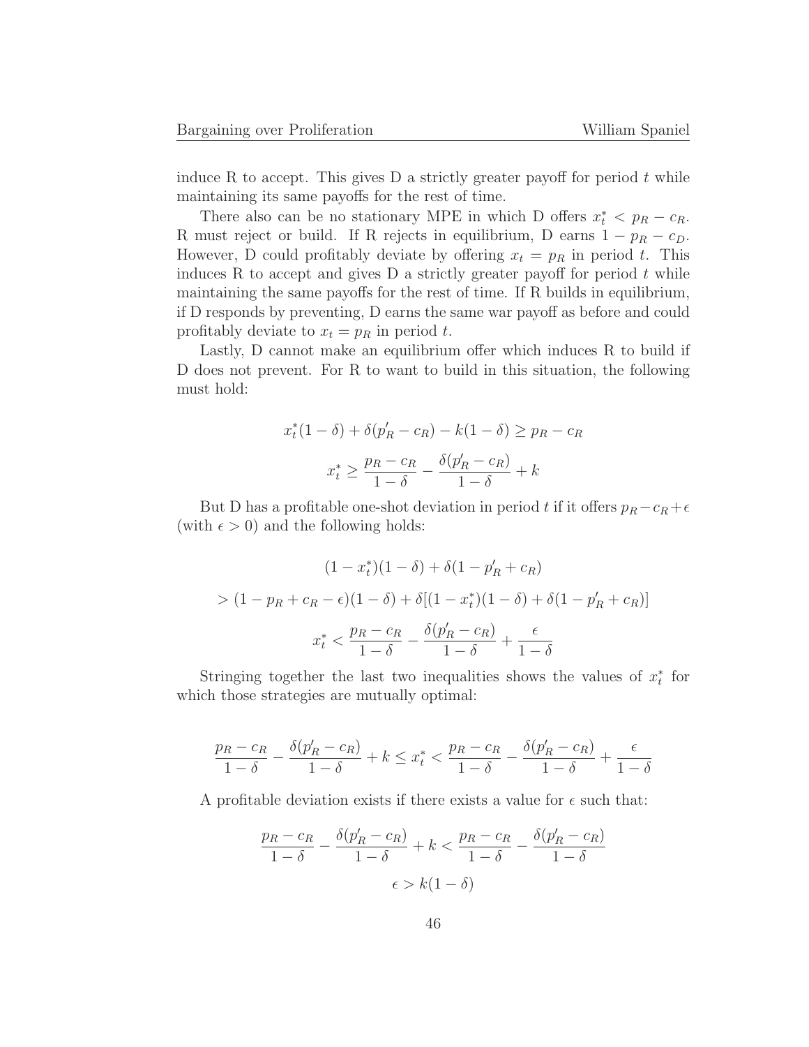induce R to accept. This gives D a strictly greater payoff for period $t$ while maintaining its same payoffs for the rest of time.

There also can be no stationary MPE in which D offers $x_t^* < p_R - c_R$. R must reject or build. If R rejects in equilibrium, D earns $1 - p_R - c_D$. However, D could profitably deviate by offering $x_t = p_R$ in period $t$. This induces R to accept and gives D a strictly greater payoff for period $t$ while maintaining the same payoffs for the rest of time. If R builds in equilibrium, if D responds by preventing, D earns the same war payoff as before and could profitably deviate to $x_t = p_R$ in period $t$.

Lastly, D cannot make an equilibrium offer which induces R to build if D does not prevent. For R to want to build in this situation, the following must hold:

$$x_t^*(1-\delta) + \delta(p_R' - c_R) - k(1-\delta) \geq p_R - c_R$$

$$x_t^* \geq \frac{p_R - c_R}{1-\delta} - \frac{\delta(p_R' - c_R)}{1-\delta} + k$$

But D has a profitable one-shot deviation in period $t$ if it offers $p_R - c_R + \epsilon$ (with $\epsilon > 0$) and the following holds:

$$(1 - x_t^*)(1-\delta) + \delta(1 - p_R' + c_R)$$

$$> (1 - p_R + c_R - \epsilon)(1-\delta) + \delta[(1 - x_t^*)(1-\delta) + \delta(1 - p_R' + c_R)]$$

$$x_t^* < \frac{p_R - c_R}{1-\delta} - \frac{\delta(p_R' - c_R)}{1-\delta} + \frac{\epsilon}{1-\delta}$$

Stringing together the last two inequalities shows the values of $x_t^*$ for which those strategies are mutually optimal:

$$\frac{p_R - c_R}{1-\delta} - \frac{\delta(p_R' - c_R)}{1-\delta} + k \leq x_t^* < \frac{p_R - c_R}{1-\delta} - \frac{\delta(p_R' - c_R)}{1-\delta} + \frac{\epsilon}{1-\delta}$$

A profitable deviation exists if there exists a value for $\epsilon$ such that:

$$\frac{p_R - c_R}{1-\delta} - \frac{\delta(p_R' - c_R)}{1-\delta} + k < \frac{p_R - c_R}{1-\delta} - \frac{\delta(p_R' - c_R)}{1-\delta}$$

$$\epsilon > k(1-\delta)$$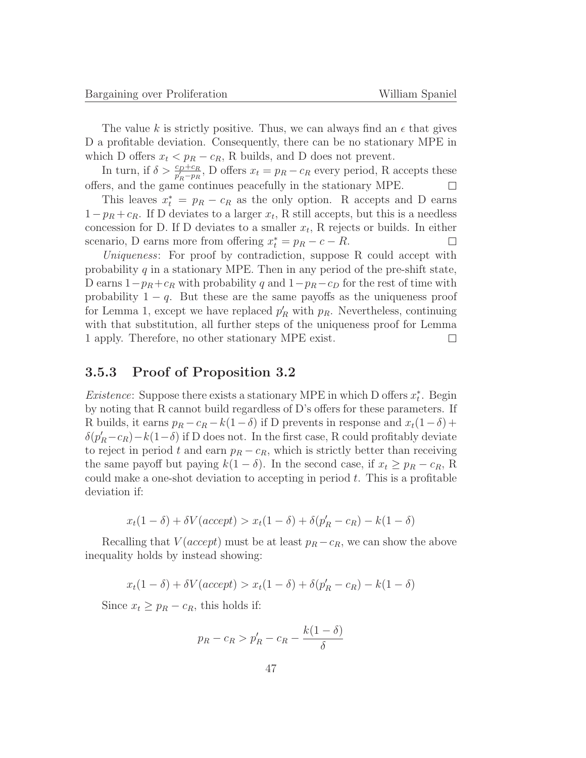The value $k$ is strictly positive. Thus, we can always find an $\epsilon$ that gives D a profitable deviation. Consequently, there can be no stationary MPE in which D offers $x_t < p_R - c_R$, R builds, and D does not prevent.

In turn, if $\delta > \frac{c_D + c_R}{p'_R - p_R}$, D offers $x_t = p_R - c_R$ every period, R accepts these offers, and the game continues peacefully in the stationary MPE. $\square$

This leaves $x^*_t = p_R - c_R$ as the only option. R accepts and D earns $1 - p_R + c_R$. If D deviates to a larger $x_t$, R still accepts, but this is a needless concession for D. If D deviates to a smaller $x_t$, R rejects or builds. In either scenario, D earns more from offering $x^*_t = p_R - c - R$. $\square$

*Uniqueness*: For proof by contradiction, suppose R could accept with probability $q$ in a stationary MPE. Then in any period of the pre-shift state, D earns $1 - p_R + c_R$ with probability $q$ and $1 - p_R - c_D$ for the rest of time with probability $1 - q$. But these are the same payoffs as the uniqueness proof for Lemma 1, except we have replaced $p'_R$ with $p_R$. Nevertheless, continuing with that substitution, all further steps of the uniqueness proof for Lemma 1 apply. Therefore, no other stationary MPE exist. $\square$

### 3.5.3 Proof of Proposition 3.2

*Existence*: Suppose there exists a stationary MPE in which D offers $x^*_t$. Begin by noting that R cannot build regardless of D's offers for these parameters. If R builds, it earns $p_R - c_R - k(1 - \delta)$ if D prevents in response and $x_t(1 - \delta) + \delta(p'_R - c_R) - k(1 - \delta)$ if D does not. In the first case, R could profitably deviate to reject in period $t$ and earn $p_R - c_R$, which is strictly better than receiving the same payoff but paying $k(1 - \delta)$. In the second case, if $x_t \geq p_R - c_R$, R could make a one-shot deviation to accepting in period $t$. This is a profitable deviation if:

$$x_t(1 - \delta) + \delta V(accept) > x_t(1 - \delta) + \delta(p'_R - c_R) - k(1 - \delta)$$

Recalling that $V(accept)$ must be at least $p_R - c_R$, we can show the above inequality holds by instead showing:

$$x_t(1 - \delta) + \delta V(accept) > x_t(1 - \delta) + \delta(p'_R - c_R) - k(1 - \delta)$$

Since $x_t \geq p_R - c_R$, this holds if:

$$p_R - c_R > p'_R - c_R - \frac{k(1 - \delta)}{\delta}$$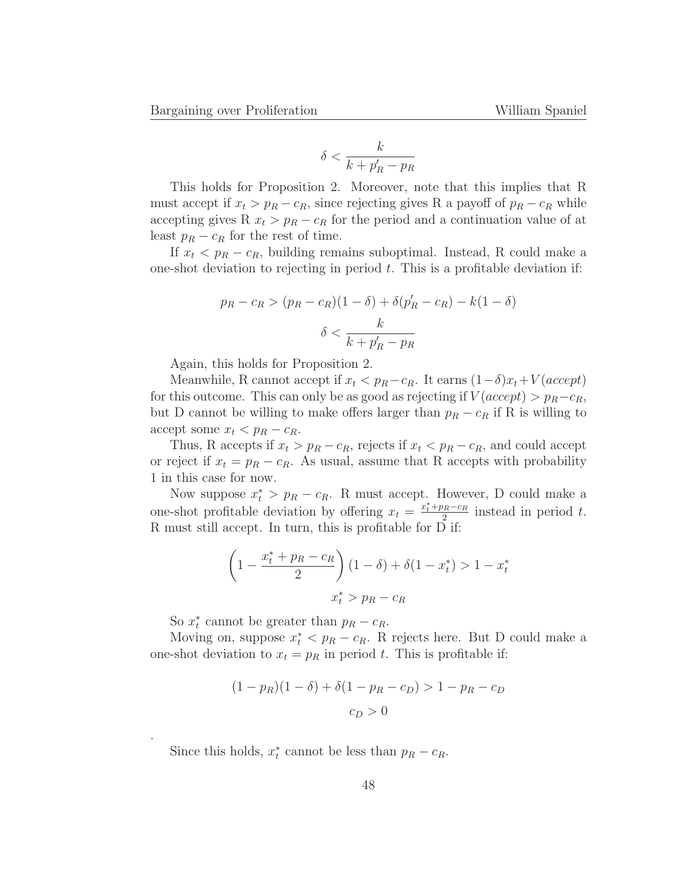$$\delta < \frac{k}{k + p'_R - p_R}$$

This holds for Proposition 2. Moreover, note that this implies that R must accept if $x_t > p_R - c_R$, since rejecting gives R a payoff of $p_R - c_R$ while accepting gives R $x_t > p_R - c_R$ for the period and a continuation value of at least $p_R - c_R$ for the rest of time.

If $x_t < p_R - c_R$, building remains suboptimal. Instead, R could make a one-shot deviation to rejecting in period $t$. This is a profitable deviation if:

$$p_R - c_R > (p_R - c_R)(1 - \delta) + \delta(p'_R - c_R) - k(1 - \delta)$$

$$\delta < \frac{k}{k + p'_R - p_R}$$

Again, this holds for Proposition 2.

Meanwhile, R cannot accept if $x_t < p_R - c_R$. It earns $(1-\delta)x_t + V(accept)$ for this outcome. This can only be as good as rejecting if $V(accept) > p_R - c_R$, but D cannot be willing to make offers larger than $p_R - c_R$ if R is willing to accept some $x_t < p_R - c_R$.

Thus, R accepts if $x_t > p_R - c_R$, rejects if $x_t < p_R - c_R$, and could accept or reject if $x_t = p_R - c_R$. As usual, assume that R accepts with probability 1 in this case for now.

Now suppose $x_t^* > p_R - c_R$. R must accept. However, D could make a one-shot profitable deviation by offering $x_t = \frac{x_t^* + p_R - c_R}{2}$ instead in period $t$. R must still accept. In turn, this is profitable for D if:

$$\left(1 - \frac{x_t^* + p_R - c_R}{2}\right)(1 - \delta) + \delta(1 - x_t^*) > 1 - x_t^*$$

$$x_t^* > p_R - c_R$$

So $x_t^*$ cannot be greater than $p_R - c_R$.

Moving on, suppose $x_t^* < p_R - c_R$. R rejects here. But D could make a one-shot deviation to $x_t = p_R$ in period $t$. This is profitable if:

$$(1 - p_R)(1 - \delta) + \delta(1 - p_R - c_D) > 1 - p_R - c_D$$

$$c_D > 0$$

.

Since this holds, $x_t^*$ cannot be less than $p_R - c_R$.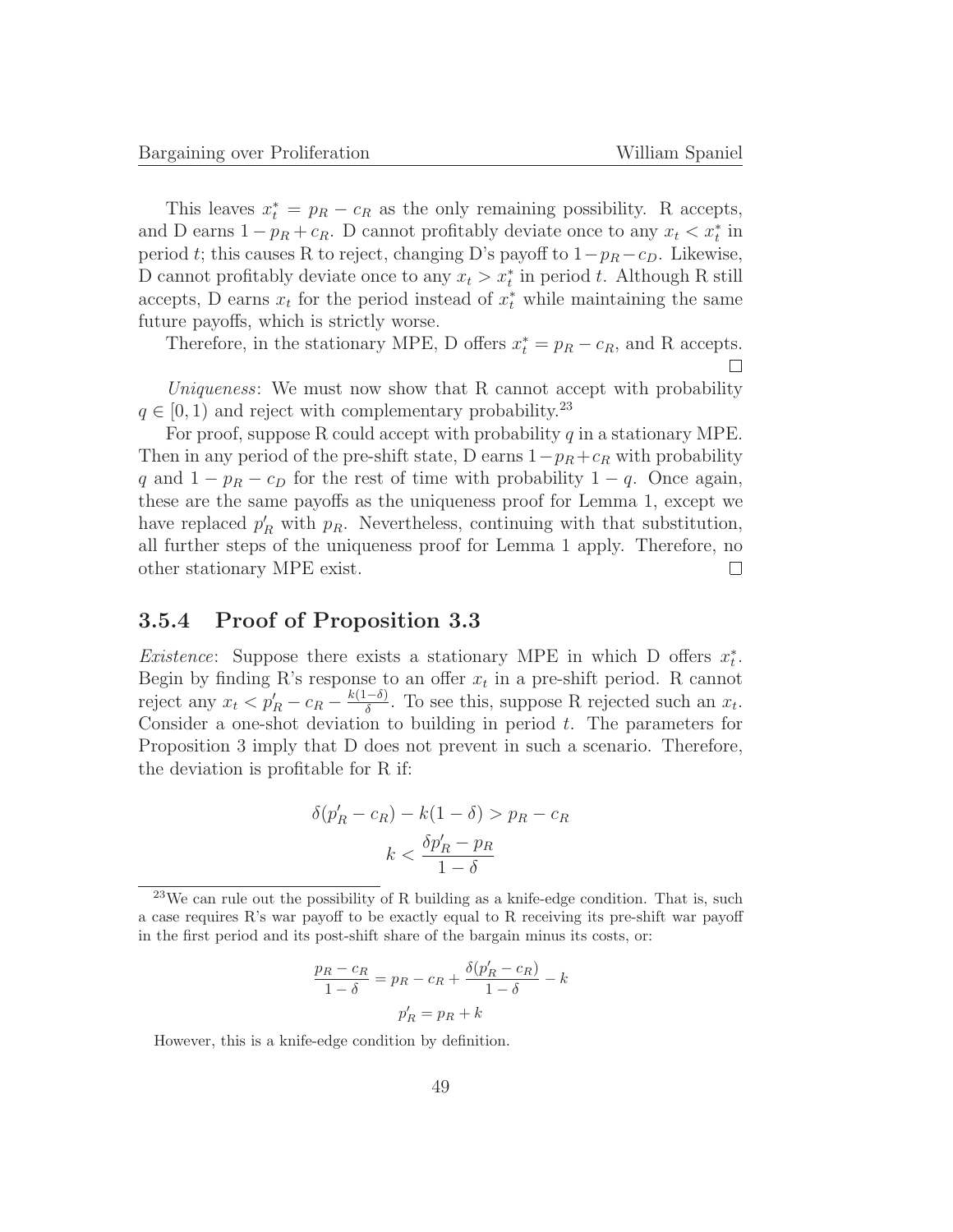This leaves $x_t^* = p_R - c_R$ as the only remaining possibility. R accepts, and D earns $1 - p_R + c_R$. D cannot profitably deviate once to any $x_t < x_t^*$ in period $t$; this causes R to reject, changing D's payoff to $1 - p_R - c_D$. Likewise, D cannot profitably deviate once to any $x_t > x_t^*$ in period $t$. Although R still accepts, D earns $x_t$ for the period instead of $x_t^*$ while maintaining the same future payoffs, which is strictly worse.

Therefore, in the stationary MPE, D offers $x_t^* = p_R - c_R$, and R accepts. □

*Uniqueness*: We must now show that R cannot accept with probability $q \in [0, 1)$ and reject with complementary probability.[23]

For proof, suppose R could accept with probability $q$ in a stationary MPE. Then in any period of the pre-shift state, D earns $1 - p_R + c_R$ with probability $q$ and $1 - p_R - c_D$ for the rest of time with probability $1 - q$. Once again, these are the same payoffs as the uniqueness proof for Lemma 1, except we have replaced $p'_R$ with $p_R$. Nevertheless, continuing with that substitution, all further steps of the uniqueness proof for Lemma 1 apply. Therefore, no other stationary MPE exist. □

### 3.5.4 Proof of Proposition 3.3

*Existence*: Suppose there exists a stationary MPE in which D offers $x_t^*$. Begin by finding R's response to an offer $x_t$ in a pre-shift period. R cannot reject any $x_t < p'_R - c_R - \frac{k(1-\delta)}{\delta}$. To see this, suppose R rejected such an $x_t$. Consider a one-shot deviation to building in period $t$. The parameters for Proposition 3 imply that D does not prevent in such a scenario. Therefore, the deviation is profitable for R if:

$$\delta(p'_R - c_R) - k(1 - \delta) > p_R - c_R$$
$$k < \frac{\delta p'_R - p_R}{1 - \delta}$$

[23] We can rule out the possibility of R building as a knife-edge condition. That is, such a case requires R's war payoff to be exactly equal to R receiving its pre-shift war payoff in the first period and its post-shift share of the bargain minus its costs, or:

$$\frac{p_R - c_R}{1 - \delta} = p_R - c_R + \frac{\delta(p'_R - c_R)}{1 - \delta} - k$$
$$p'_R = p_R + k$$

However, this is a knife-edge condition by definition.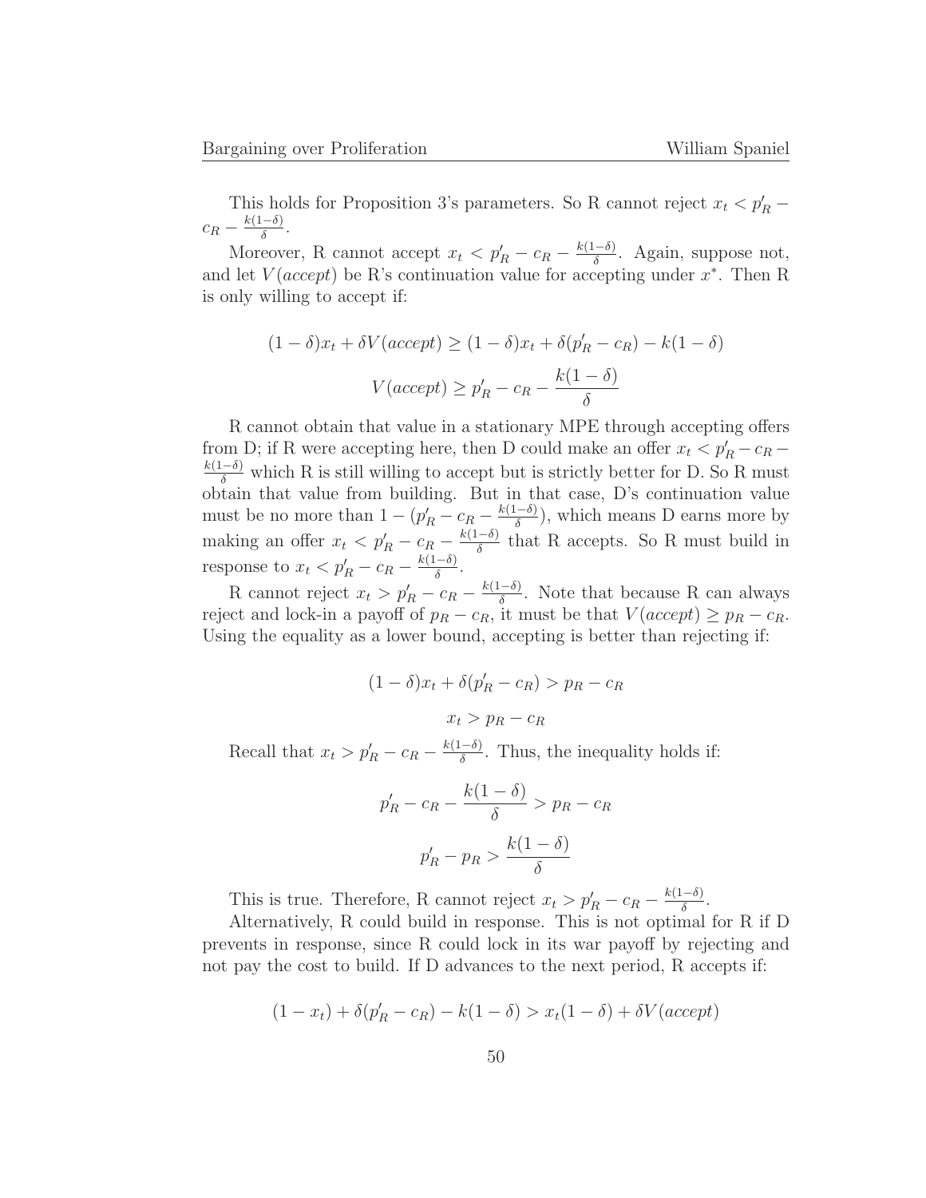This holds for Proposition 3's parameters. So R cannot reject $x_t < p'_R - c_R - \frac{k(1-\delta)}{\delta}$.

Moreover, R cannot accept $x_t < p'_R - c_R - \frac{k(1-\delta)}{\delta}$. Again, suppose not, and let $V(accept)$ be R's continuation value for accepting under $x^*$. Then R is only willing to accept if:

$$(1-\delta)x_t + \delta V(accept) \geq (1-\delta)x_t + \delta(p'_R - c_R) - k(1-\delta)$$

$$V(accept) \geq p'_R - c_R - \frac{k(1-\delta)}{\delta}$$

R cannot obtain that value in a stationary MPE through accepting offers from D; if R were accepting here, then D could make an offer $x_t < p'_R - c_R - \frac{k(1-\delta)}{\delta}$ which R is still willing to accept but is strictly better for D. So R must obtain that value from building. But in that case, D's continuation value must be no more than $1 - (p'_R - c_R - \frac{k(1-\delta)}{\delta})$, which means D earns more by making an offer $x_t < p'_R - c_R - \frac{k(1-\delta)}{\delta}$ that R accepts. So R must build in response to $x_t < p'_R - c_R - \frac{k(1-\delta)}{\delta}$.

R cannot reject $x_t > p'_R - c_R - \frac{k(1-\delta)}{\delta}$. Note that because R can always reject and lock-in a payoff of $p_R - c_R$, it must be that $V(accept) \geq p_R - c_R$. Using the equality as a lower bound, accepting is better than rejecting if:

$$(1-\delta)x_t + \delta(p'_R - c_R) > p_R - c_R$$

$$x_t > p_R - c_R$$

Recall that $x_t > p'_R - c_R - \frac{k(1-\delta)}{\delta}$. Thus, the inequality holds if:

$$p'_R - c_R - \frac{k(1-\delta)}{\delta} > p_R - c_R$$

$$p'_R - p_R > \frac{k(1-\delta)}{\delta}$$

This is true. Therefore, R cannot reject $x_t > p'_R - c_R - \frac{k(1-\delta)}{\delta}$.

Alternatively, R could build in response. This is not optimal for R if D prevents in response, since R could lock in its war payoff by rejecting and not pay the cost to build. If D advances to the next period, R accepts if:

$$(1-x_t) + \delta(p'_R - c_R) - k(1-\delta) > x_t(1-\delta) + \delta V(accept)$$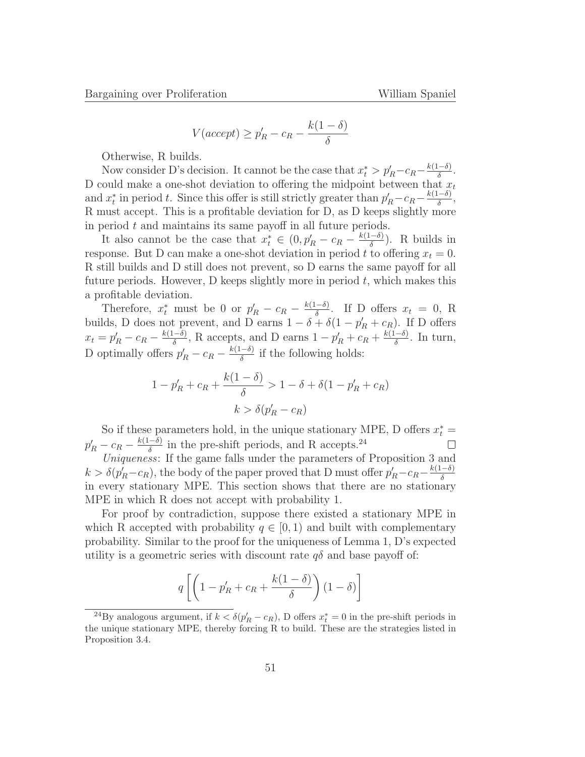$$V(accept) \geq p_R' - c_R - \frac{k(1-\delta)}{\delta}$$

Otherwise, R builds.

Now consider D's decision. It cannot be the case that $x_t^* > p_R' - c_R - \frac{k(1-\delta)}{\delta}$. D could make a one-shot deviation to offering the midpoint between that $x_t$ and $x_t^*$ in period $t$. Since this offer is still strictly greater than $p_R' - c_R - \frac{k(1-\delta)}{\delta}$, R must accept. This is a profitable deviation for D, as D keeps slightly more in period $t$ and maintains its same payoff in all future periods.

It also cannot be the case that $x_t^* \in (0, p_R' - c_R - \frac{k(1-\delta)}{\delta})$. R builds in response. But D can make a one-shot deviation in period $t$ to offering $x_t = 0$. R still builds and D still does not prevent, so D earns the same payoff for all future periods. However, D keeps slightly more in period $t$, which makes this a profitable deviation.

Therefore, $x_t^*$ must be 0 or $p_R' - c_R - \frac{k(1-\delta)}{\delta}$. If D offers $x_t = 0$, R builds, D does not prevent, and D earns $1 - \delta + \delta(1 - p_R' + c_R)$. If D offers $x_t = p_R' - c_R - \frac{k(1-\delta)}{\delta}$, R accepts, and D earns $1 - p_R' + c_R + \frac{k(1-\delta)}{\delta}$. In turn, D optimally offers $p_R' - c_R - \frac{k(1-\delta)}{\delta}$ if the following holds:

$$1 - p_R' + c_R + \frac{k(1-\delta)}{\delta} > 1 - \delta + \delta(1 - p_R' + c_R)$$

$$k > \delta(p_R' - c_R)$$

So if these parameters hold, in the unique stationary MPE, D offers $x_t^* = p_R' - c_R - \frac{k(1-\delta)}{\delta}$ in the pre-shift periods, and R accepts.[24] $\square$

*Uniqueness*: If the game falls under the parameters of Proposition 3 and $k > \delta(p_R' - c_R)$, the body of the paper proved that D must offer $p_R' - c_R - \frac{k(1-\delta)}{\delta}$ in every stationary MPE. This section shows that there are no stationary MPE in which R does not accept with probability 1.

For proof by contradiction, suppose there existed a stationary MPE in which R accepted with probability $q \in [0, 1)$ and built with complementary probability. Similar to the proof for the uniqueness of Lemma 1, D's expected utility is a geometric series with discount rate $q\delta$ and base payoff of:

$$q\left[\left(1 - p_R' + c_R + \frac{k(1-\delta)}{\delta}\right)(1-\delta)\right]$$

[24] By analogous argument, if $k < \delta(p_R' - c_R)$, D offers $x_t^* = 0$ in the pre-shift periods in the unique stationary MPE, thereby forcing R to build. These are the strategies listed in Proposition 3.4.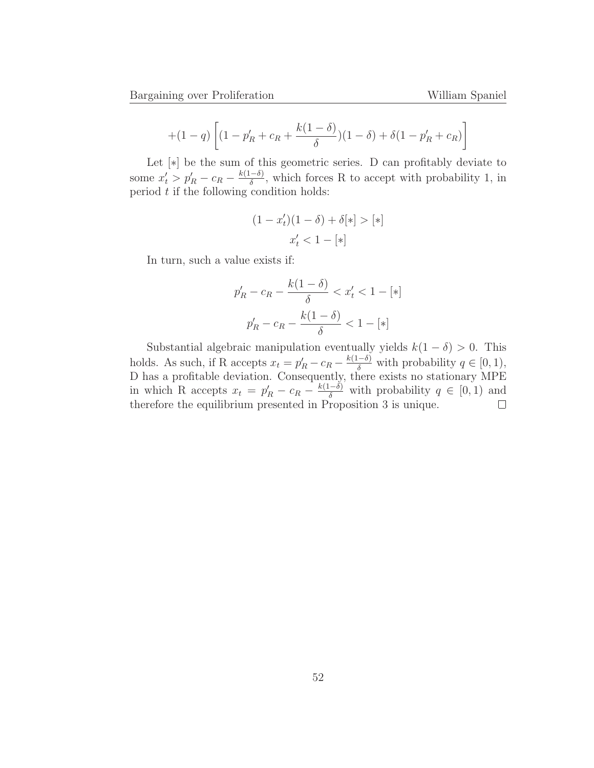$$+(1-q)\left[(1-p'_R+c_R+\frac{k(1-\delta)}{\delta})(1-\delta)+\delta(1-p'_R+c_R)\right]$$

Let [*] be the sum of this geometric series. D can profitably deviate to some $x'_t > p'_R - c_R - \frac{k(1-\delta)}{\delta}$, which forces R to accept with probability 1, in period $t$ if the following condition holds:

$$(1-x'_t)(1-\delta)+\delta[*] > [*]$$
$$x'_t < 1-[*]$$

In turn, such a value exists if:

$$p'_R - c_R - \frac{k(1-\delta)}{\delta} < x'_t < 1-[*]$$
$$p'_R - c_R - \frac{k(1-\delta)}{\delta} < 1-[*]$$

Substantial algebraic manipulation eventually yields $k(1-\delta) > 0$. This holds. As such, if R accepts $x_t = p'_R - c_R - \frac{k(1-\delta)}{\delta}$ with probability $q \in [0,1)$, D has a profitable deviation. Consequently, there exists no stationary MPE in which R accepts $x_t = p'_R - c_R - \frac{k(1-\delta)}{\delta}$ with probability $q \in [0,1)$ and therefore the equilibrium presented in Proposition 3 is unique. $\square$